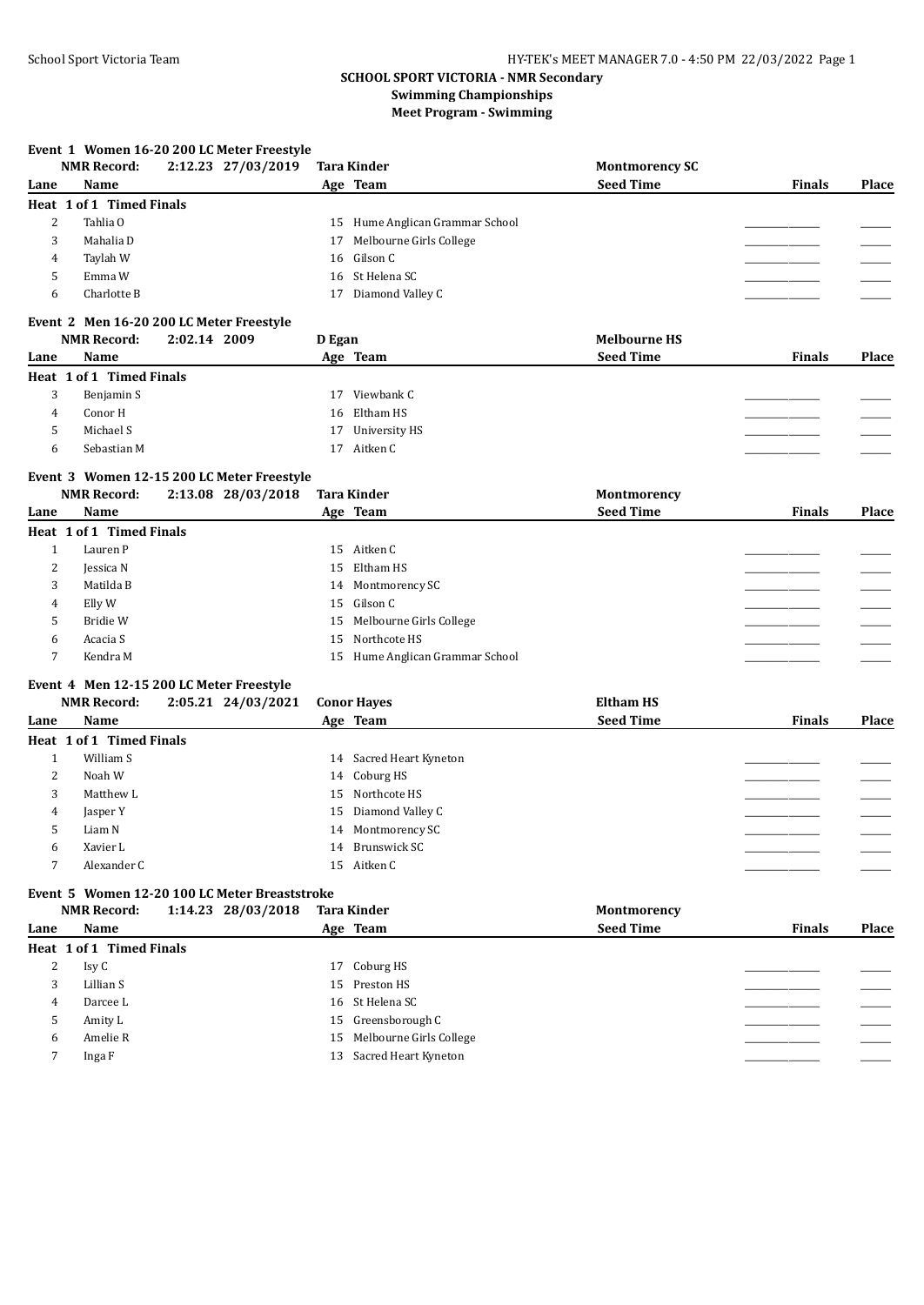**SCHOOL SPORT VICTORIA - NMR Secondary**
**Swimming Championships**
**Meet Program - Swimming**

### Event 1 Women 16-20 200 LC Meter Freestyle

NMR Record: 2:12.23 27/03/2019 Tara Kinder Montmorency SC

| Lane | Name | Age | Team | Seed Time | Finals | Place |
|---|---|---|---|---|---|---|
| **Heat 1 of 1 Timed Finals** | | | | | | |
| 2 | Tahlia O | 15 | Hume Anglican Grammar School | | | |
| 3 | Mahalia D | 17 | Melbourne Girls College | | | |
| 4 | Taylah W | 16 | Gilson C | | | |
| 5 | Emma W | 16 | St Helena SC | | | |
| 6 | Charlotte B | 17 | Diamond Valley C | | | |

### Event 2 Men 16-20 200 LC Meter Freestyle

NMR Record: 2:02.14 2009 D Egan Melbourne HS

| Lane | Name | Age | Team | Seed Time | Finals | Place |
|---|---|---|---|---|---|---|
| **Heat 1 of 1 Timed Finals** | | | | | | |
| 3 | Benjamin S | 17 | Viewbank C | | | |
| 4 | Conor H | 16 | Eltham HS | | | |
| 5 | Michael S | 17 | University HS | | | |
| 6 | Sebastian M | 17 | Aitken C | | | |

### Event 3 Women 12-15 200 LC Meter Freestyle

NMR Record: 2:13.08 28/03/2018 Tara Kinder Montmorency

| Lane | Name | Age | Team | Seed Time | Finals | Place |
|---|---|---|---|---|---|---|
| **Heat 1 of 1 Timed Finals** | | | | | | |
| 1 | Lauren P | 15 | Aitken C | | | |
| 2 | Jessica N | 15 | Eltham HS | | | |
| 3 | Matilda B | 14 | Montmorency SC | | | |
| 4 | Elly W | 15 | Gilson C | | | |
| 5 | Bridie W | 15 | Melbourne Girls College | | | |
| 6 | Acacia S | 15 | Northcote HS | | | |
| 7 | Kendra M | 15 | Hume Anglican Grammar School | | | |

### Event 4 Men 12-15 200 LC Meter Freestyle

NMR Record: 2:05.21 24/03/2021 Conor Hayes Eltham HS

| Lane | Name | Age | Team | Seed Time | Finals | Place |
|---|---|---|---|---|---|---|
| **Heat 1 of 1 Timed Finals** | | | | | | |
| 1 | William S | 14 | Sacred Heart Kyneton | | | |
| 2 | Noah W | 14 | Coburg HS | | | |
| 3 | Matthew L | 15 | Northcote HS | | | |
| 4 | Jasper Y | 15 | Diamond Valley C | | | |
| 5 | Liam N | 14 | Montmorency SC | | | |
| 6 | Xavier L | 14 | Brunswick SC | | | |
| 7 | Alexander C | 15 | Aitken C | | | |

### Event 5 Women 12-20 100 LC Meter Breaststroke

NMR Record: 1:14.23 28/03/2018 Tara Kinder Montmorency

| Lane | Name | Age | Team | Seed Time | Finals | Place |
|---|---|---|---|---|---|---|
| **Heat 1 of 1 Timed Finals** | | | | | | |
| 2 | Isy C | 17 | Coburg HS | | | |
| 3 | Lillian S | 15 | Preston HS | | | |
| 4 | Darcee L | 16 | St Helena SC | | | |
| 5 | Amity L | 15 | Greensborough C | | | |
| 6 | Amelie R | 15 | Melbourne Girls College | | | |
| 7 | Inga F | 13 | Sacred Heart Kyneton | | | |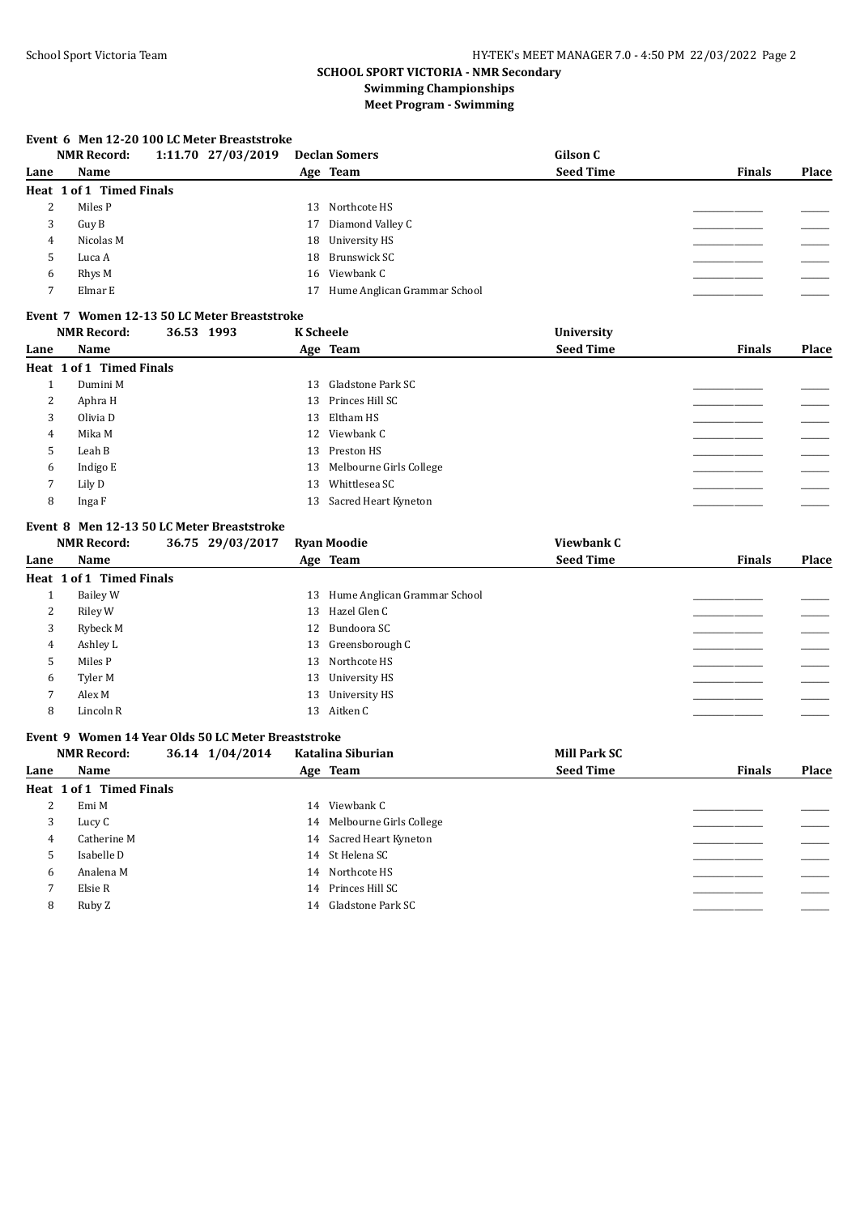**SCHOOL SPORT VICTORIA - NMR Secondary**
**Swimming Championships**
**Meet Program - Swimming**

### Event 6 Men 12-20 100 LC Meter Breaststroke

**NMR Record:** 1:11.70 27/03/2019 Declan Somers Gilson C

| Lane | Name | Age | Team | Seed Time | Finals | Place |
|---|---|---|---|---|---|---|
| **Heat 1 of 1 Timed Finals** | | | | | | |
| 2 | Miles P | 13 | Northcote HS | | | |
| 3 | Guy B | 17 | Diamond Valley C | | | |
| 4 | Nicolas M | 18 | University HS | | | |
| 5 | Luca A | 18 | Brunswick SC | | | |
| 6 | Rhys M | 16 | Viewbank C | | | |
| 7 | Elmar E | 17 | Hume Anglican Grammar School | | | |

### Event 7 Women 12-13 50 LC Meter Breaststroke

**NMR Record:** 36.53 1993 K Scheele University

| Lane | Name | Age | Team | Seed Time | Finals | Place |
|---|---|---|---|---|---|---|
| **Heat 1 of 1 Timed Finals** | | | | | | |
| 1 | Dumini M | 13 | Gladstone Park SC | | | |
| 2 | Aphra H | 13 | Princes Hill SC | | | |
| 3 | Olivia D | 13 | Eltham HS | | | |
| 4 | Mika M | 12 | Viewbank C | | | |
| 5 | Leah B | 13 | Preston HS | | | |
| 6 | Indigo E | 13 | Melbourne Girls College | | | |
| 7 | Lily D | 13 | Whittlesea SC | | | |
| 8 | Inga F | 13 | Sacred Heart Kyneton | | | |

### Event 8 Men 12-13 50 LC Meter Breaststroke

**NMR Record:** 36.75 29/03/2017 Ryan Moodie Viewbank C

| Lane | Name | Age | Team | Seed Time | Finals | Place |
|---|---|---|---|---|---|---|
| **Heat 1 of 1 Timed Finals** | | | | | | |
| 1 | Bailey W | 13 | Hume Anglican Grammar School | | | |
| 2 | Riley W | 13 | Hazel Glen C | | | |
| 3 | Rybeck M | 12 | Bundoora SC | | | |
| 4 | Ashley L | 13 | Greensborough C | | | |
| 5 | Miles P | 13 | Northcote HS | | | |
| 6 | Tyler M | 13 | University HS | | | |
| 7 | Alex M | 13 | University HS | | | |
| 8 | Lincoln R | 13 | Aitken C | | | |

### Event 9 Women 14 Year Olds 50 LC Meter Breaststroke

**NMR Record:** 36.14 1/04/2014 Katalina Siburian Mill Park SC

| Lane | Name | Age | Team | Seed Time | Finals | Place |
|---|---|---|---|---|---|---|
| **Heat 1 of 1 Timed Finals** | | | | | | |
| 2 | Emi M | 14 | Viewbank C | | | |
| 3 | Lucy C | 14 | Melbourne Girls College | | | |
| 4 | Catherine M | 14 | Sacred Heart Kyneton | | | |
| 5 | Isabelle D | 14 | St Helena SC | | | |
| 6 | Analena M | 14 | Northcote HS | | | |
| 7 | Elsie R | 14 | Princes Hill SC | | | |
| 8 | Ruby Z | 14 | Gladstone Park SC | | | |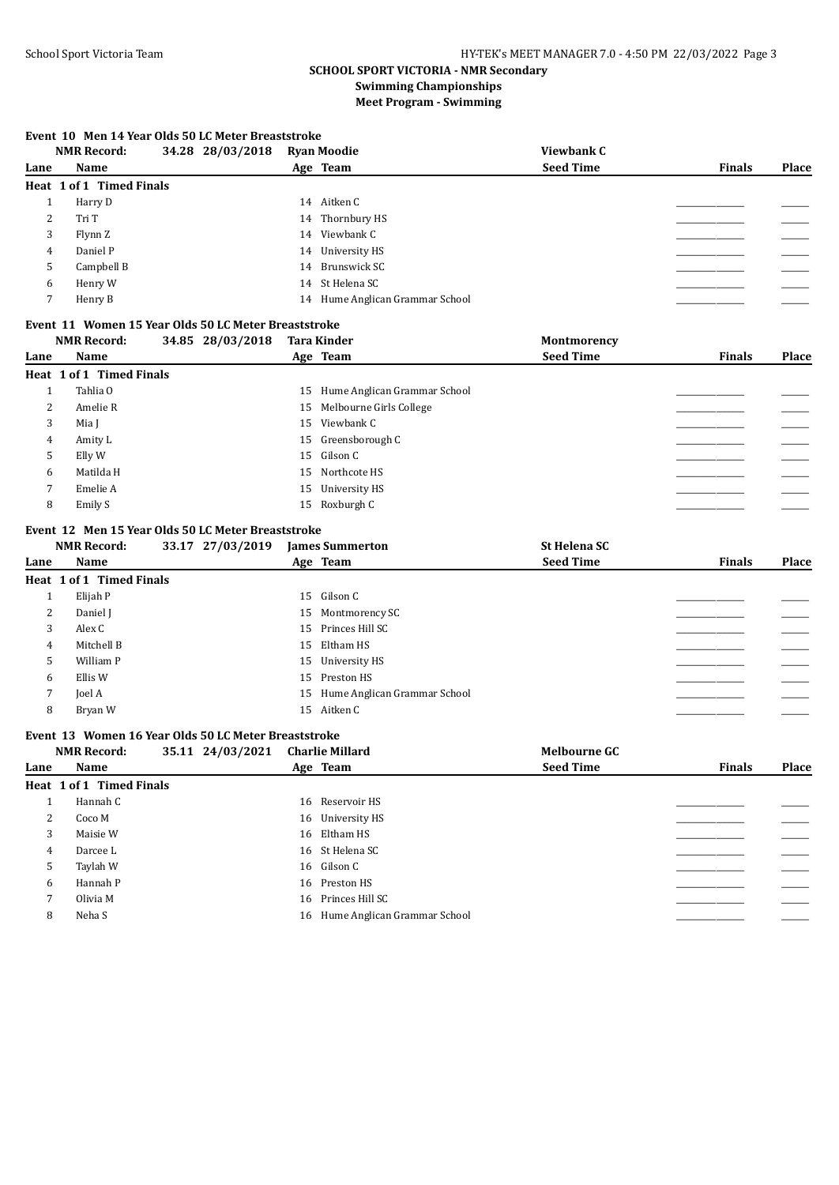**SCHOOL SPORT VICTORIA - NMR Secondary**
**Swimming Championships**
**Meet Program - Swimming**

### Event 10 Men 14 Year Olds 50 LC Meter Breaststroke

**NMR Record:** 34.28 28/03/2018 Ryan Moodie Viewbank C

| Lane | Name | Age | Team | Seed Time | Finals | Place |
|---|---|---|---|---|---|---|
| **Heat 1 of 1 Timed Finals** | | | | | | |
| 1 | Harry D | 14 | Aitken C | | | |
| 2 | Tri T | 14 | Thornbury HS | | | |
| 3 | Flynn Z | 14 | Viewbank C | | | |
| 4 | Daniel P | 14 | University HS | | | |
| 5 | Campbell B | 14 | Brunswick SC | | | |
| 6 | Henry W | 14 | St Helena SC | | | |
| 7 | Henry B | 14 | Hume Anglican Grammar School | | | |

### Event 11 Women 15 Year Olds 50 LC Meter Breaststroke

**NMR Record:** 34.85 28/03/2018 Tara Kinder Montmorency

| Lane | Name | Age | Team | Seed Time | Finals | Place |
|---|---|---|---|---|---|---|
| **Heat 1 of 1 Timed Finals** | | | | | | |
| 1 | Tahlia O | 15 | Hume Anglican Grammar School | | | |
| 2 | Amelie R | 15 | Melbourne Girls College | | | |
| 3 | Mia J | 15 | Viewbank C | | | |
| 4 | Amity L | 15 | Greensborough C | | | |
| 5 | Elly W | 15 | Gilson C | | | |
| 6 | Matilda H | 15 | Northcote HS | | | |
| 7 | Emelie A | 15 | University HS | | | |
| 8 | Emily S | 15 | Roxburgh C | | | |

### Event 12 Men 15 Year Olds 50 LC Meter Breaststroke

**NMR Record:** 33.17 27/03/2019 James Summerton St Helena SC

| Lane | Name | Age | Team | Seed Time | Finals | Place |
|---|---|---|---|---|---|---|
| **Heat 1 of 1 Timed Finals** | | | | | | |
| 1 | Elijah P | 15 | Gilson C | | | |
| 2 | Daniel J | 15 | Montmorency SC | | | |
| 3 | Alex C | 15 | Princes Hill SC | | | |
| 4 | Mitchell B | 15 | Eltham HS | | | |
| 5 | William P | 15 | University HS | | | |
| 6 | Ellis W | 15 | Preston HS | | | |
| 7 | Joel A | 15 | Hume Anglican Grammar School | | | |
| 8 | Bryan W | 15 | Aitken C | | | |

### Event 13 Women 16 Year Olds 50 LC Meter Breaststroke

**NMR Record:** 35.11 24/03/2021 Charlie Millard Melbourne GC

| Lane | Name | Age | Team | Seed Time | Finals | Place |
|---|---|---|---|---|---|---|
| **Heat 1 of 1 Timed Finals** | | | | | | |
| 1 | Hannah C | 16 | Reservoir HS | | | |
| 2 | Coco M | 16 | University HS | | | |
| 3 | Maisie W | 16 | Eltham HS | | | |
| 4 | Darcee L | 16 | St Helena SC | | | |
| 5 | Taylah W | 16 | Gilson C | | | |
| 6 | Hannah P | 16 | Preston HS | | | |
| 7 | Olivia M | 16 | Princes Hill SC | | | |
| 8 | Neha S | 16 | Hume Anglican Grammar School | | | |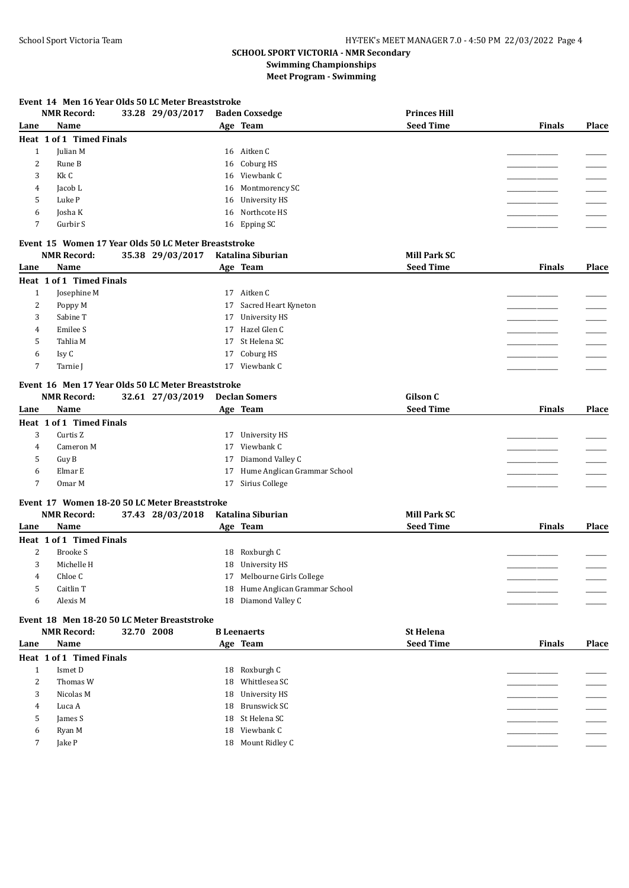**SCHOOL SPORT VICTORIA - NMR Secondary**
**Swimming Championships**
**Meet Program - Swimming**

### Event 14 Men 16 Year Olds 50 LC Meter Breaststroke

NMR Record: 33.28 29/03/2017 Baden Coxsedge — Princes Hill

| Lane | Name | Age | Team | Seed Time | Finals | Place |
|---|---|---|---|---|---|---|
| **Heat 1 of 1 Timed Finals** | | | | | | |
| 1 | Julian M | 16 | Aitken C | | | |
| 2 | Rune B | 16 | Coburg HS | | | |
| 3 | Kk C | 16 | Viewbank C | | | |
| 4 | Jacob L | 16 | Montmorency SC | | | |
| 5 | Luke P | 16 | University HS | | | |
| 6 | Josha K | 16 | Northcote HS | | | |
| 7 | Gurbir S | 16 | Epping SC | | | |

### Event 15 Women 17 Year Olds 50 LC Meter Breaststroke

NMR Record: 35.38 29/03/2017 Katalina Siburian — Mill Park SC

| Lane | Name | Age | Team | Seed Time | Finals | Place |
|---|---|---|---|---|---|---|
| **Heat 1 of 1 Timed Finals** | | | | | | |
| 1 | Josephine M | 17 | Aitken C | | | |
| 2 | Poppy M | 17 | Sacred Heart Kyneton | | | |
| 3 | Sabine T | 17 | University HS | | | |
| 4 | Emilee S | 17 | Hazel Glen C | | | |
| 5 | Tahlia M | 17 | St Helena SC | | | |
| 6 | Isy C | 17 | Coburg HS | | | |
| 7 | Tarnie J | 17 | Viewbank C | | | |

### Event 16 Men 17 Year Olds 50 LC Meter Breaststroke

NMR Record: 32.61 27/03/2019 Declan Somers — Gilson C

| Lane | Name | Age | Team | Seed Time | Finals | Place |
|---|---|---|---|---|---|---|
| **Heat 1 of 1 Timed Finals** | | | | | | |
| 3 | Curtis Z | 17 | University HS | | | |
| 4 | Cameron M | 17 | Viewbank C | | | |
| 5 | Guy B | 17 | Diamond Valley C | | | |
| 6 | Elmar E | 17 | Hume Anglican Grammar School | | | |
| 7 | Omar M | 17 | Sirius College | | | |

### Event 17 Women 18-20 50 LC Meter Breaststroke

NMR Record: 37.43 28/03/2018 Katalina Siburian — Mill Park SC

| Lane | Name | Age | Team | Seed Time | Finals | Place |
|---|---|---|---|---|---|---|
| **Heat 1 of 1 Timed Finals** | | | | | | |
| 2 | Brooke S | 18 | Roxburgh C | | | |
| 3 | Michelle H | 18 | University HS | | | |
| 4 | Chloe C | 17 | Melbourne Girls College | | | |
| 5 | Caitlin T | 18 | Hume Anglican Grammar School | | | |
| 6 | Alexis M | 18 | Diamond Valley C | | | |

### Event 18 Men 18-20 50 LC Meter Breaststroke

NMR Record: 32.70 2008 B Leenaerts — St Helena

| Lane | Name | Age | Team | Seed Time | Finals | Place |
|---|---|---|---|---|---|---|
| **Heat 1 of 1 Timed Finals** | | | | | | |
| 1 | Ismet D | 18 | Roxburgh C | | | |
| 2 | Thomas W | 18 | Whittlesea SC | | | |
| 3 | Nicolas M | 18 | University HS | | | |
| 4 | Luca A | 18 | Brunswick SC | | | |
| 5 | James S | 18 | St Helena SC | | | |
| 6 | Ryan M | 18 | Viewbank C | | | |
| 7 | Jake P | 18 | Mount Ridley C | | | |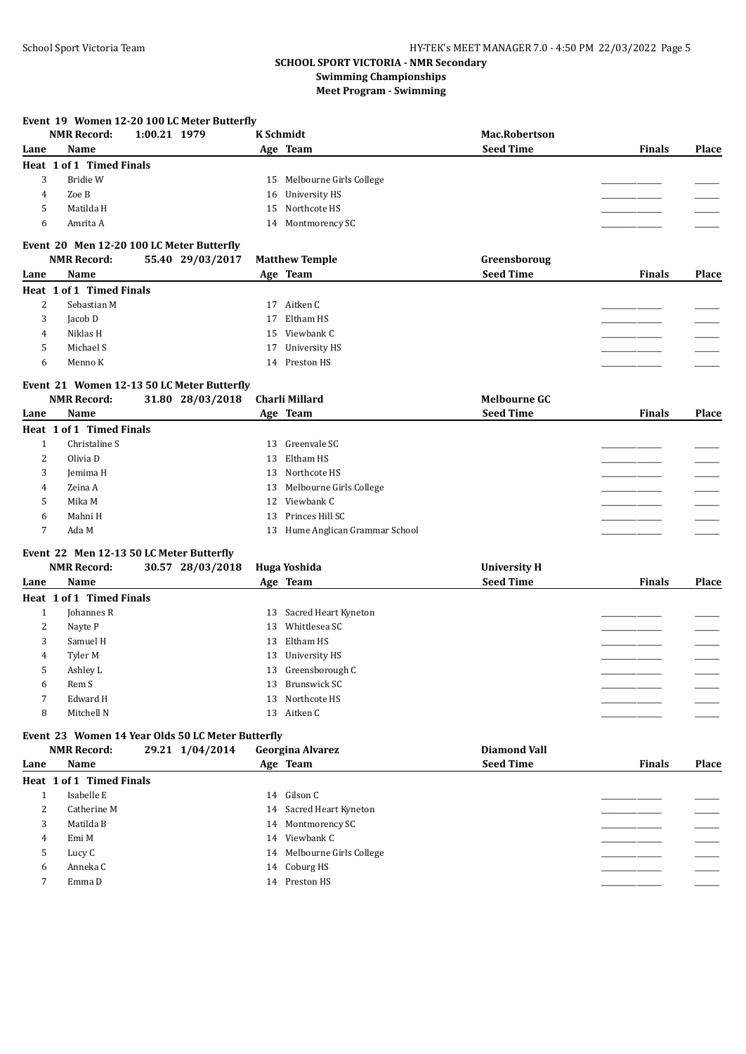# SCHOOL SPORT VICTORIA - NMR Secondary
## Swimming Championships
## Meet Program - Swimming

### Event 19 Women 12-20 100 LC Meter Butterfly

NMR Record: 1:00.21 1979 K Schmidt Mac.Robertson

| Lane | Name | Age | Team | Seed Time | Finals | Place |
|---|---|---|---|---|---|---|
| **Heat 1 of 1 Timed Finals** | | | | | | |
| 3 | Bridie W | 15 | Melbourne Girls College | | | |
| 4 | Zoe B | 16 | University HS | | | |
| 5 | Matilda H | 15 | Northcote HS | | | |
| 6 | Amrita A | 14 | Montmorency SC | | | |

### Event 20 Men 12-20 100 LC Meter Butterfly

NMR Record: 55.40 29/03/2017 Matthew Temple Greensboroug

| Lane | Name | Age | Team | Seed Time | Finals | Place |
|---|---|---|---|---|---|---|
| **Heat 1 of 1 Timed Finals** | | | | | | |
| 2 | Sebastian M | 17 | Aitken C | | | |
| 3 | Jacob D | 17 | Eltham HS | | | |
| 4 | Niklas H | 15 | Viewbank C | | | |
| 5 | Michael S | 17 | University HS | | | |
| 6 | Menno K | 14 | Preston HS | | | |

### Event 21 Women 12-13 50 LC Meter Butterfly

NMR Record: 31.80 28/03/2018 Charli Millard Melbourne GC

| Lane | Name | Age | Team | Seed Time | Finals | Place |
|---|---|---|---|---|---|---|
| **Heat 1 of 1 Timed Finals** | | | | | | |
| 1 | Christaline S | 13 | Greenvale SC | | | |
| 2 | Olivia D | 13 | Eltham HS | | | |
| 3 | Jemima H | 13 | Northcote HS | | | |
| 4 | Zeina A | 13 | Melbourne Girls College | | | |
| 5 | Mika M | 12 | Viewbank C | | | |
| 6 | Mahni H | 13 | Princes Hill SC | | | |
| 7 | Ada M | 13 | Hume Anglican Grammar School | | | |

### Event 22 Men 12-13 50 LC Meter Butterfly

NMR Record: 30.57 28/03/2018 Huga Yoshida University H

| Lane | Name | Age | Team | Seed Time | Finals | Place |
|---|---|---|---|---|---|---|
| **Heat 1 of 1 Timed Finals** | | | | | | |
| 1 | Johannes R | 13 | Sacred Heart Kyneton | | | |
| 2 | Nayte P | 13 | Whittlesea SC | | | |
| 3 | Samuel H | 13 | Eltham HS | | | |
| 4 | Tyler M | 13 | University HS | | | |
| 5 | Ashley L | 13 | Greensborough C | | | |
| 6 | Rem S | 13 | Brunswick SC | | | |
| 7 | Edward H | 13 | Northcote HS | | | |
| 8 | Mitchell N | 13 | Aitken C | | | |

### Event 23 Women 14 Year Olds 50 LC Meter Butterfly

NMR Record: 29.21 1/04/2014 Georgina Alvarez Diamond Vall

| Lane | Name | Age | Team | Seed Time | Finals | Place |
|---|---|---|---|---|---|---|
| **Heat 1 of 1 Timed Finals** | | | | | | |
| 1 | Isabelle E | 14 | Gilson C | | | |
| 2 | Catherine M | 14 | Sacred Heart Kyneton | | | |
| 3 | Matilda B | 14 | Montmorency SC | | | |
| 4 | Emi M | 14 | Viewbank C | | | |
| 5 | Lucy C | 14 | Melbourne Girls College | | | |
| 6 | Anneka C | 14 | Coburg HS | | | |
| 7 | Emma D | 14 | Preston HS | | | |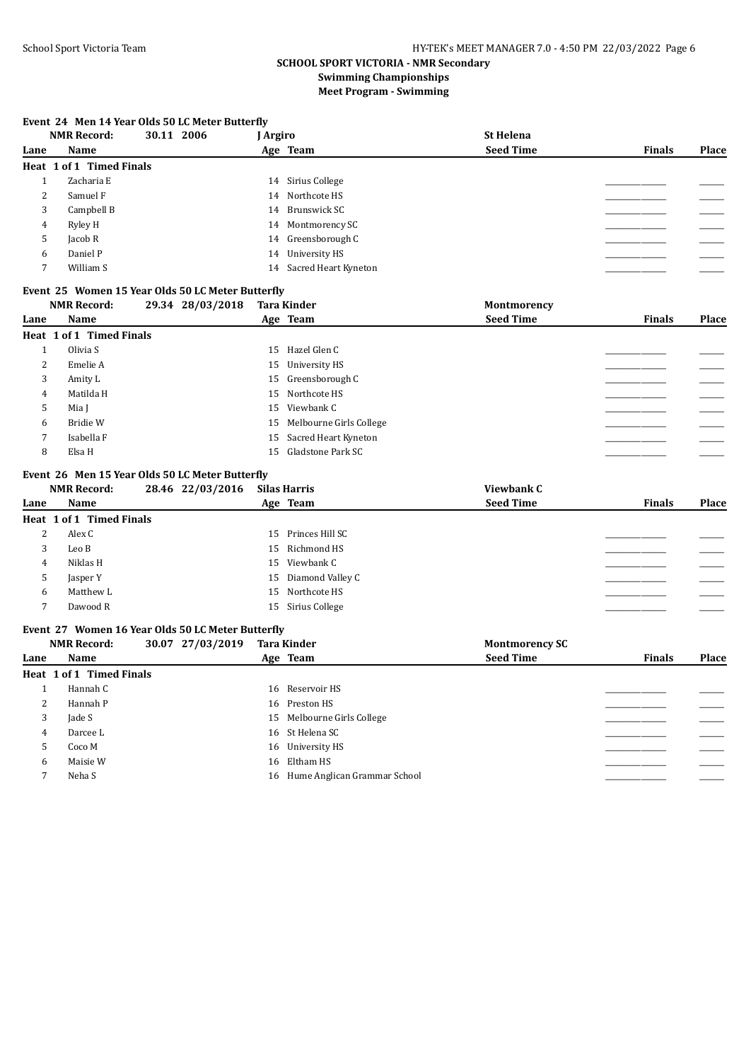**SCHOOL SPORT VICTORIA - NMR Secondary**
**Swimming Championships**
**Meet Program - Swimming**

### Event 24 Men 14 Year Olds 50 LC Meter Butterfly

NMR Record: 30.11 2006 J Argiro St Helena

| Lane | Name | Age | Team | Seed Time | Finals | Place |
|---|---|---|---|---|---|---|
| **Heat 1 of 1 Timed Finals** | | | | | | |
| 1 | Zacharia E | 14 | Sirius College | | | |
| 2 | Samuel F | 14 | Northcote HS | | | |
| 3 | Campbell B | 14 | Brunswick SC | | | |
| 4 | Ryley H | 14 | Montmorency SC | | | |
| 5 | Jacob R | 14 | Greensborough C | | | |
| 6 | Daniel P | 14 | University HS | | | |
| 7 | William S | 14 | Sacred Heart Kyneton | | | |

### Event 25 Women 15 Year Olds 50 LC Meter Butterfly

NMR Record: 29.34 28/03/2018 Tara Kinder Montmorency

| Lane | Name | Age | Team | Seed Time | Finals | Place |
|---|---|---|---|---|---|---|
| **Heat 1 of 1 Timed Finals** | | | | | | |
| 1 | Olivia S | 15 | Hazel Glen C | | | |
| 2 | Emelie A | 15 | University HS | | | |
| 3 | Amity L | 15 | Greensborough C | | | |
| 4 | Matilda H | 15 | Northcote HS | | | |
| 5 | Mia J | 15 | Viewbank C | | | |
| 6 | Bridie W | 15 | Melbourne Girls College | | | |
| 7 | Isabella F | 15 | Sacred Heart Kyneton | | | |
| 8 | Elsa H | 15 | Gladstone Park SC | | | |

### Event 26 Men 15 Year Olds 50 LC Meter Butterfly

NMR Record: 28.46 22/03/2016 Silas Harris Viewbank C

| Lane | Name | Age | Team | Seed Time | Finals | Place |
|---|---|---|---|---|---|---|
| **Heat 1 of 1 Timed Finals** | | | | | | |
| 2 | Alex C | 15 | Princes Hill SC | | | |
| 3 | Leo B | 15 | Richmond HS | | | |
| 4 | Niklas H | 15 | Viewbank C | | | |
| 5 | Jasper Y | 15 | Diamond Valley C | | | |
| 6 | Matthew L | 15 | Northcote HS | | | |
| 7 | Dawood R | 15 | Sirius College | | | |

### Event 27 Women 16 Year Olds 50 LC Meter Butterfly

NMR Record: 30.07 27/03/2019 Tara Kinder Montmorency SC

| Lane | Name | Age | Team | Seed Time | Finals | Place |
|---|---|---|---|---|---|---|
| **Heat 1 of 1 Timed Finals** | | | | | | |
| 1 | Hannah C | 16 | Reservoir HS | | | |
| 2 | Hannah P | 16 | Preston HS | | | |
| 3 | Jade S | 15 | Melbourne Girls College | | | |
| 4 | Darcee L | 16 | St Helena SC | | | |
| 5 | Coco M | 16 | University HS | | | |
| 6 | Maisie W | 16 | Eltham HS | | | |
| 7 | Neha S | 16 | Hume Anglican Grammar School | | | |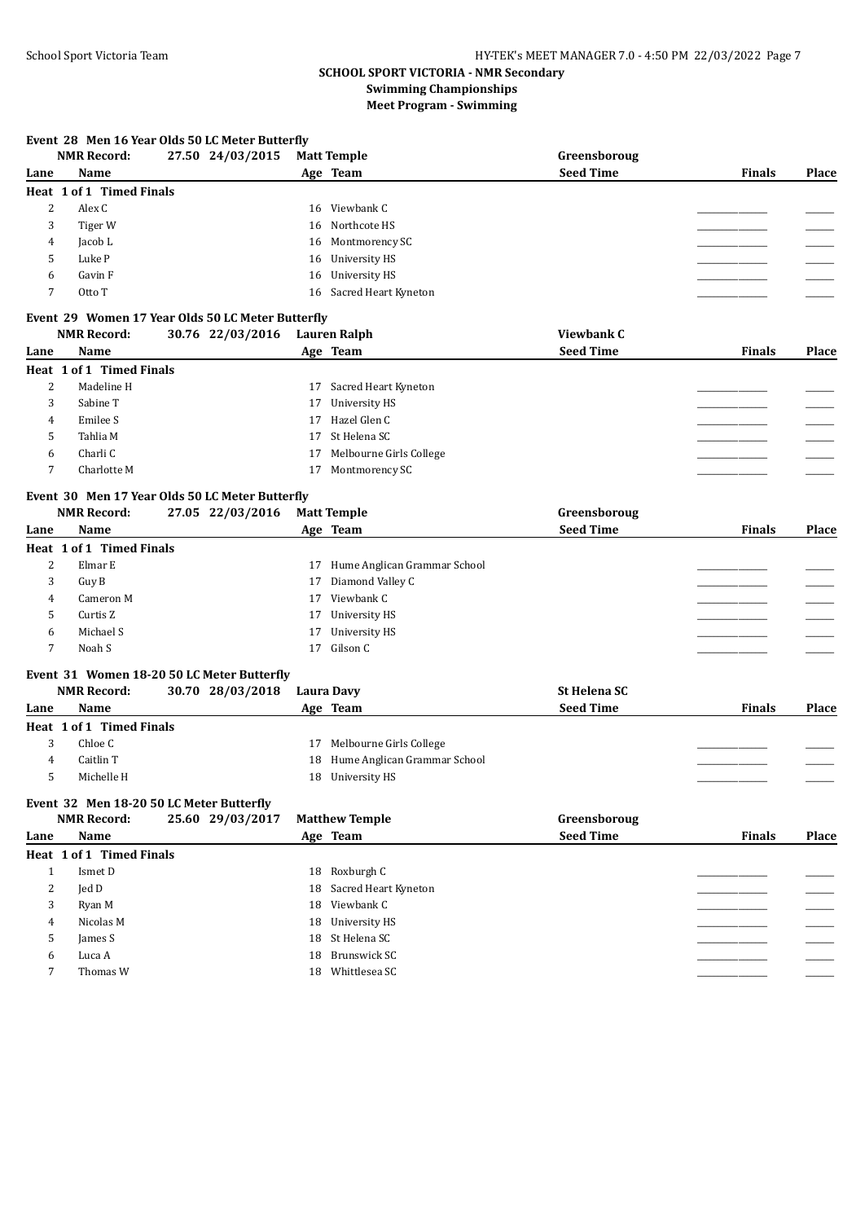**SCHOOL SPORT VICTORIA - NMR Secondary**
**Swimming Championships**
**Meet Program - Swimming**

### Event 28 Men 16 Year Olds 50 LC Meter Butterfly

**NMR Record:** 27.50 24/03/2015 Matt Temple Greensboroug

| Lane | Name | Age | Team | Seed Time | Finals | Place |
|---|---|---|---|---|---|---|
| **Heat 1 of 1 Timed Finals** | | | | | | |
| 2 | Alex C | 16 | Viewbank C | | | |
| 3 | Tiger W | 16 | Northcote HS | | | |
| 4 | Jacob L | 16 | Montmorency SC | | | |
| 5 | Luke P | 16 | University HS | | | |
| 6 | Gavin F | 16 | University HS | | | |
| 7 | Otto T | 16 | Sacred Heart Kyneton | | | |

### Event 29 Women 17 Year Olds 50 LC Meter Butterfly

**NMR Record:** 30.76 22/03/2016 Lauren Ralph Viewbank C

| Lane | Name | Age | Team | Seed Time | Finals | Place |
|---|---|---|---|---|---|---|
| **Heat 1 of 1 Timed Finals** | | | | | | |
| 2 | Madeline H | 17 | Sacred Heart Kyneton | | | |
| 3 | Sabine T | 17 | University HS | | | |
| 4 | Emilee S | 17 | Hazel Glen C | | | |
| 5 | Tahlia M | 17 | St Helena SC | | | |
| 6 | Charli C | 17 | Melbourne Girls College | | | |
| 7 | Charlotte M | 17 | Montmorency SC | | | |

### Event 30 Men 17 Year Olds 50 LC Meter Butterfly

**NMR Record:** 27.05 22/03/2016 Matt Temple Greensboroug

| Lane | Name | Age | Team | Seed Time | Finals | Place |
|---|---|---|---|---|---|---|
| **Heat 1 of 1 Timed Finals** | | | | | | |
| 2 | Elmar E | 17 | Hume Anglican Grammar School | | | |
| 3 | Guy B | 17 | Diamond Valley C | | | |
| 4 | Cameron M | 17 | Viewbank C | | | |
| 5 | Curtis Z | 17 | University HS | | | |
| 6 | Michael S | 17 | University HS | | | |
| 7 | Noah S | 17 | Gilson C | | | |

### Event 31 Women 18-20 50 LC Meter Butterfly

**NMR Record:** 30.70 28/03/2018 Laura Davy St Helena SC

| Lane | Name | Age | Team | Seed Time | Finals | Place |
|---|---|---|---|---|---|---|
| **Heat 1 of 1 Timed Finals** | | | | | | |
| 3 | Chloe C | 17 | Melbourne Girls College | | | |
| 4 | Caitlin T | 18 | Hume Anglican Grammar School | | | |
| 5 | Michelle H | 18 | University HS | | | |

### Event 32 Men 18-20 50 LC Meter Butterfly

**NMR Record:** 25.60 29/03/2017 Matthew Temple Greensboroug

| Lane | Name | Age | Team | Seed Time | Finals | Place |
|---|---|---|---|---|---|---|
| **Heat 1 of 1 Timed Finals** | | | | | | |
| 1 | Ismet D | 18 | Roxburgh C | | | |
| 2 | Jed D | 18 | Sacred Heart Kyneton | | | |
| 3 | Ryan M | 18 | Viewbank C | | | |
| 4 | Nicolas M | 18 | University HS | | | |
| 5 | James S | 18 | St Helena SC | | | |
| 6 | Luca A | 18 | Brunswick SC | | | |
| 7 | Thomas W | 18 | Whittlesea SC | | | |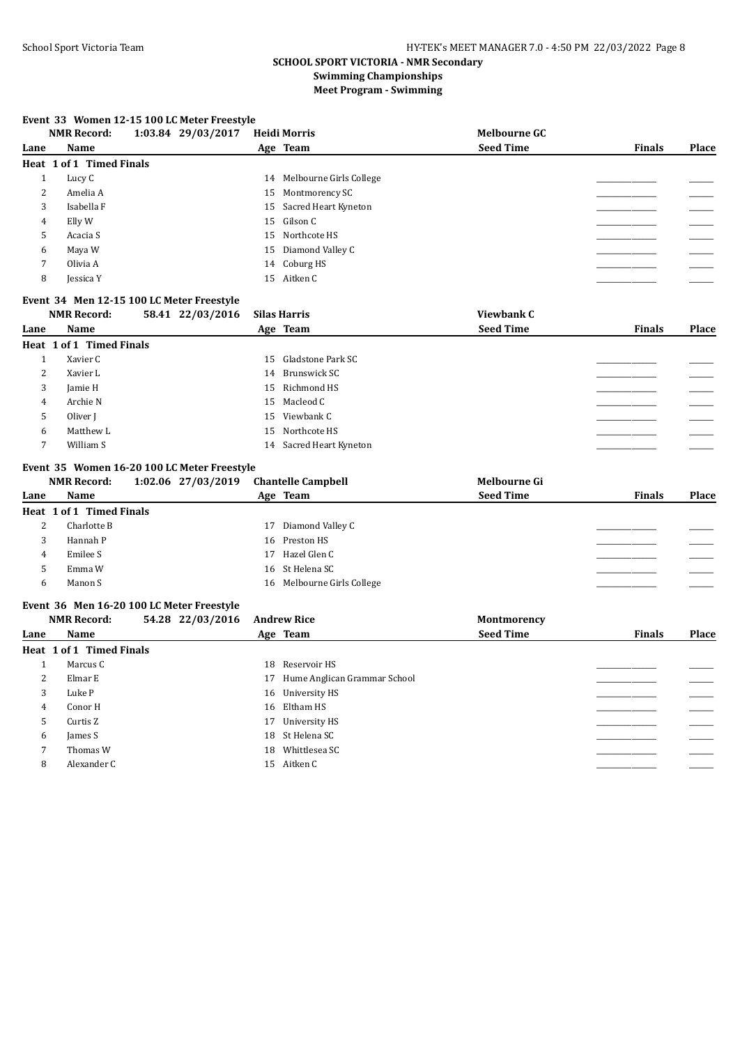**SCHOOL SPORT VICTORIA - NMR Secondary**
**Swimming Championships**
**Meet Program - Swimming**

### Event 33 Women 12-15 100 LC Meter Freestyle

**NMR Record:** 1:03.84 29/03/2017 Heidi Morris Melbourne GC

| Lane | Name | Age | Team | Seed Time | Finals | Place |
|---|---|---|---|---|---|---|
| **Heat 1 of 1 Timed Finals** | | | | | | |
| 1 | Lucy C | 14 | Melbourne Girls College | | ___________ | _____ |
| 2 | Amelia A | 15 | Montmorency SC | | ___________ | _____ |
| 3 | Isabella F | 15 | Sacred Heart Kyneton | | ___________ | _____ |
| 4 | Elly W | 15 | Gilson C | | ___________ | _____ |
| 5 | Acacia S | 15 | Northcote HS | | ___________ | _____ |
| 6 | Maya W | 15 | Diamond Valley C | | ___________ | _____ |
| 7 | Olivia A | 14 | Coburg HS | | ___________ | _____ |
| 8 | Jessica Y | 15 | Aitken C | | ___________ | _____ |

### Event 34 Men 12-15 100 LC Meter Freestyle

**NMR Record:** 58.41 22/03/2016 Silas Harris Viewbank C

| Lane | Name | Age | Team | Seed Time | Finals | Place |
|---|---|---|---|---|---|---|
| **Heat 1 of 1 Timed Finals** | | | | | | |
| 1 | Xavier C | 15 | Gladstone Park SC | | ___________ | _____ |
| 2 | Xavier L | 14 | Brunswick SC | | ___________ | _____ |
| 3 | Jamie H | 15 | Richmond HS | | ___________ | _____ |
| 4 | Archie N | 15 | Macleod C | | ___________ | _____ |
| 5 | Oliver J | 15 | Viewbank C | | ___________ | _____ |
| 6 | Matthew L | 15 | Northcote HS | | ___________ | _____ |
| 7 | William S | 14 | Sacred Heart Kyneton | | ___________ | _____ |

### Event 35 Women 16-20 100 LC Meter Freestyle

**NMR Record:** 1:02.06 27/03/2019 Chantelle Campbell Melbourne Gi

| Lane | Name | Age | Team | Seed Time | Finals | Place |
|---|---|---|---|---|---|---|
| **Heat 1 of 1 Timed Finals** | | | | | | |
| 2 | Charlotte B | 17 | Diamond Valley C | | ___________ | _____ |
| 3 | Hannah P | 16 | Preston HS | | ___________ | _____ |
| 4 | Emilee S | 17 | Hazel Glen C | | ___________ | _____ |
| 5 | Emma W | 16 | St Helena SC | | ___________ | _____ |
| 6 | Manon S | 16 | Melbourne Girls College | | ___________ | _____ |

### Event 36 Men 16-20 100 LC Meter Freestyle

**NMR Record:** 54.28 22/03/2016 Andrew Rice Montmorency

| Lane | Name | Age | Team | Seed Time | Finals | Place |
|---|---|---|---|---|---|---|
| **Heat 1 of 1 Timed Finals** | | | | | | |
| 1 | Marcus C | 18 | Reservoir HS | | ___________ | _____ |
| 2 | Elmar E | 17 | Hume Anglican Grammar School | | ___________ | _____ |
| 3 | Luke P | 16 | University HS | | ___________ | _____ |
| 4 | Conor H | 16 | Eltham HS | | ___________ | _____ |
| 5 | Curtis Z | 17 | University HS | | ___________ | _____ |
| 6 | James S | 18 | St Helena SC | | ___________ | _____ |
| 7 | Thomas W | 18 | Whittlesea SC | | ___________ | _____ |
| 8 | Alexander C | 15 | Aitken C | | ___________ | _____ |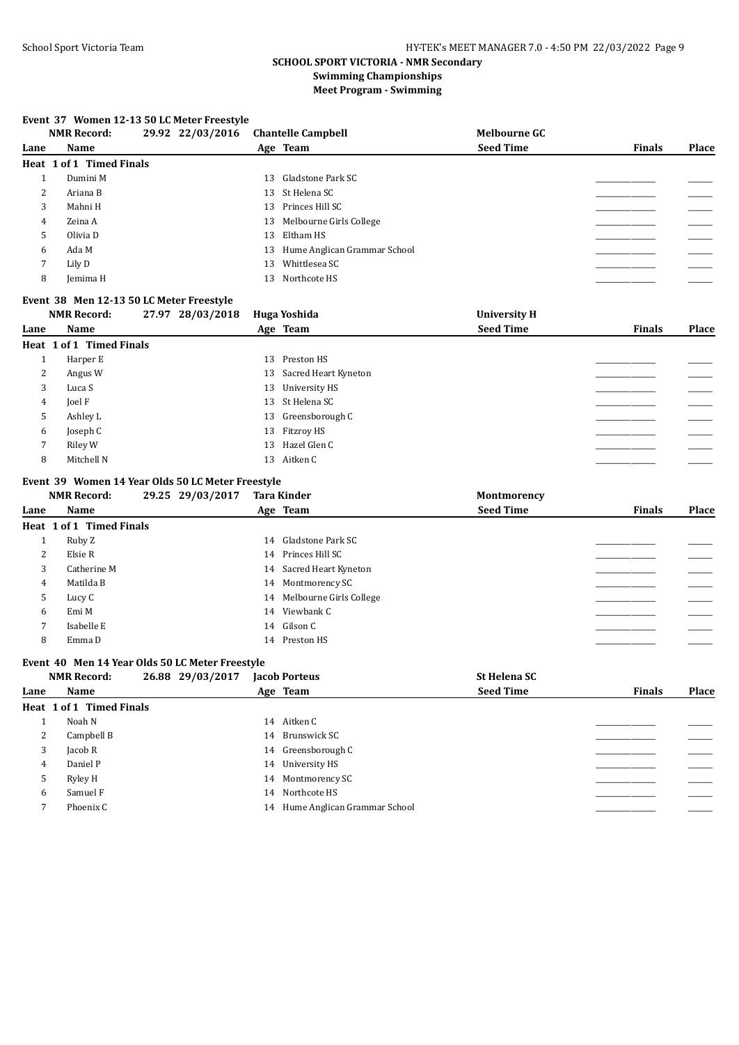**SCHOOL SPORT VICTORIA - NMR Secondary**
**Swimming Championships**
**Meet Program - Swimming**

### Event 37 Women 12-13 50 LC Meter Freestyle

**NMR Record:** 29.92 22/03/2016 **Chantelle Campbell** **Melbourne GC**

| Lane | Name | Age | Team | Seed Time | Finals | Place |
|---|---|---|---|---|---|---|
| **Heat 1 of 1 Timed Finals** | | | | | | |
| 1 | Dumini M | 13 | Gladstone Park SC | | | |
| 2 | Ariana B | 13 | St Helena SC | | | |
| 3 | Mahni H | 13 | Princes Hill SC | | | |
| 4 | Zeina A | 13 | Melbourne Girls College | | | |
| 5 | Olivia D | 13 | Eltham HS | | | |
| 6 | Ada M | 13 | Hume Anglican Grammar School | | | |
| 7 | Lily D | 13 | Whittlesea SC | | | |
| 8 | Jemima H | 13 | Northcote HS | | | |

### Event 38 Men 12-13 50 LC Meter Freestyle

**NMR Record:** 27.97 28/03/2018 **Huga Yoshida** **University H**

| Lane | Name | Age | Team | Seed Time | Finals | Place |
|---|---|---|---|---|---|---|
| **Heat 1 of 1 Timed Finals** | | | | | | |
| 1 | Harper E | 13 | Preston HS | | | |
| 2 | Angus W | 13 | Sacred Heart Kyneton | | | |
| 3 | Luca S | 13 | University HS | | | |
| 4 | Joel F | 13 | St Helena SC | | | |
| 5 | Ashley L | 13 | Greensborough C | | | |
| 6 | Joseph C | 13 | Fitzroy HS | | | |
| 7 | Riley W | 13 | Hazel Glen C | | | |
| 8 | Mitchell N | 13 | Aitken C | | | |

### Event 39 Women 14 Year Olds 50 LC Meter Freestyle

**NMR Record:** 29.25 29/03/2017 **Tara Kinder** **Montmorency**

| Lane | Name | Age | Team | Seed Time | Finals | Place |
|---|---|---|---|---|---|---|
| **Heat 1 of 1 Timed Finals** | | | | | | |
| 1 | Ruby Z | 14 | Gladstone Park SC | | | |
| 2 | Elsie R | 14 | Princes Hill SC | | | |
| 3 | Catherine M | 14 | Sacred Heart Kyneton | | | |
| 4 | Matilda B | 14 | Montmorency SC | | | |
| 5 | Lucy C | 14 | Melbourne Girls College | | | |
| 6 | Emi M | 14 | Viewbank C | | | |
| 7 | Isabelle E | 14 | Gilson C | | | |
| 8 | Emma D | 14 | Preston HS | | | |

### Event 40 Men 14 Year Olds 50 LC Meter Freestyle

**NMR Record:** 26.88 29/03/2017 **Jacob Porteus** **St Helena SC**

| Lane | Name | Age | Team | Seed Time | Finals | Place |
|---|---|---|---|---|---|---|
| **Heat 1 of 1 Timed Finals** | | | | | | |
| 1 | Noah N | 14 | Aitken C | | | |
| 2 | Campbell B | 14 | Brunswick SC | | | |
| 3 | Jacob R | 14 | Greensborough C | | | |
| 4 | Daniel P | 14 | University HS | | | |
| 5 | Ryley H | 14 | Montmorency SC | | | |
| 6 | Samuel F | 14 | Northcote HS | | | |
| 7 | Phoenix C | 14 | Hume Anglican Grammar School | | | |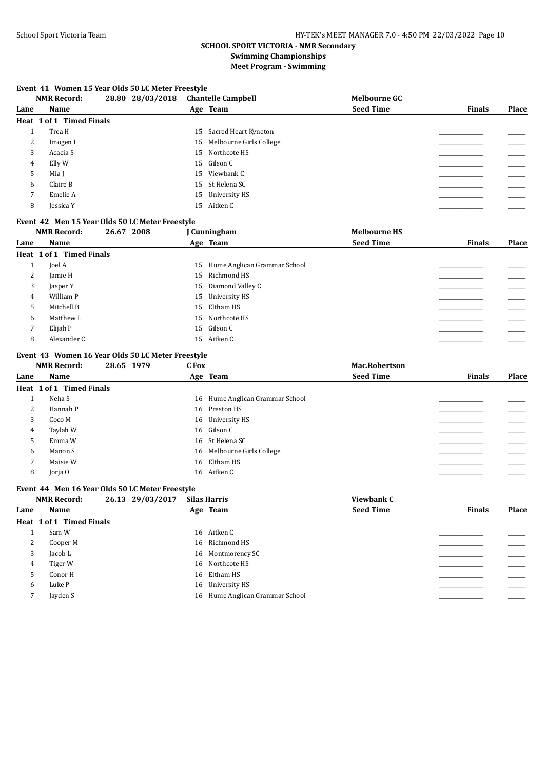## SCHOOL SPORT VICTORIA - NMR Secondary
### Swimming Championships
### Meet Program - Swimming

**Event 41 Women 15 Year Olds 50 LC Meter Freestyle**

**NMR Record:** 28.80 28/03/2018 **Chantelle Campbell** **Melbourne GC**

| Lane | Name | Age | Team | Seed Time | Finals | Place |
|---|---|---|---|---|---|---|
| **Heat 1 of 1 Timed Finals** | | | | | | |
| 1 | Trea H | 15 | Sacred Heart Kyneton | | ________ | ____ |
| 2 | Imogen I | 15 | Melbourne Girls College | | ________ | ____ |
| 3 | Acacia S | 15 | Northcote HS | | ________ | ____ |
| 4 | Elly W | 15 | Gilson C | | ________ | ____ |
| 5 | Mia J | 15 | Viewbank C | | ________ | ____ |
| 6 | Claire B | 15 | St Helena SC | | ________ | ____ |
| 7 | Emelie A | 15 | University HS | | ________ | ____ |
| 8 | Jessica Y | 15 | Aitken C | | ________ | ____ |

**Event 42 Men 15 Year Olds 50 LC Meter Freestyle**

**NMR Record:** 26.67 2008 **J Cunningham** **Melbourne HS**

| Lane | Name | Age | Team | Seed Time | Finals | Place |
|---|---|---|---|---|---|---|
| **Heat 1 of 1 Timed Finals** | | | | | | |
| 1 | Joel A | 15 | Hume Anglican Grammar School | | ________ | ____ |
| 2 | Jamie H | 15 | Richmond HS | | ________ | ____ |
| 3 | Jasper Y | 15 | Diamond Valley C | | ________ | ____ |
| 4 | William P | 15 | University HS | | ________ | ____ |
| 5 | Mitchell B | 15 | Eltham HS | | ________ | ____ |
| 6 | Matthew L | 15 | Northcote HS | | ________ | ____ |
| 7 | Elijah P | 15 | Gilson C | | ________ | ____ |
| 8 | Alexander C | 15 | Aitken C | | ________ | ____ |

**Event 43 Women 16 Year Olds 50 LC Meter Freestyle**

**NMR Record:** 28.65 1979 **C Fox** **Mac.Robertson**

| Lane | Name | Age | Team | Seed Time | Finals | Place |
|---|---|---|---|---|---|---|
| **Heat 1 of 1 Timed Finals** | | | | | | |
| 1 | Neha S | 16 | Hume Anglican Grammar School | | ________ | ____ |
| 2 | Hannah P | 16 | Preston HS | | ________ | ____ |
| 3 | Coco M | 16 | University HS | | ________ | ____ |
| 4 | Taylah W | 16 | Gilson C | | ________ | ____ |
| 5 | Emma W | 16 | St Helena SC | | ________ | ____ |
| 6 | Manon S | 16 | Melbourne Girls College | | ________ | ____ |
| 7 | Maisie W | 16 | Eltham HS | | ________ | ____ |
| 8 | Jorja O | 16 | Aitken C | | ________ | ____ |

**Event 44 Men 16 Year Olds 50 LC Meter Freestyle**

**NMR Record:** 26.13 29/03/2017 **Silas Harris** **Viewbank C**

| Lane | Name | Age | Team | Seed Time | Finals | Place |
|---|---|---|---|---|---|---|
| **Heat 1 of 1 Timed Finals** | | | | | | |
| 1 | Sam W | 16 | Aitken C | | ________ | ____ |
| 2 | Cooper M | 16 | Richmond HS | | ________ | ____ |
| 3 | Jacob L | 16 | Montmorency SC | | ________ | ____ |
| 4 | Tiger W | 16 | Northcote HS | | ________ | ____ |
| 5 | Conor H | 16 | Eltham HS | | ________ | ____ |
| 6 | Luke P | 16 | University HS | | ________ | ____ |
| 7 | Jayden S | 16 | Hume Anglican Grammar School | | ________ | ____ |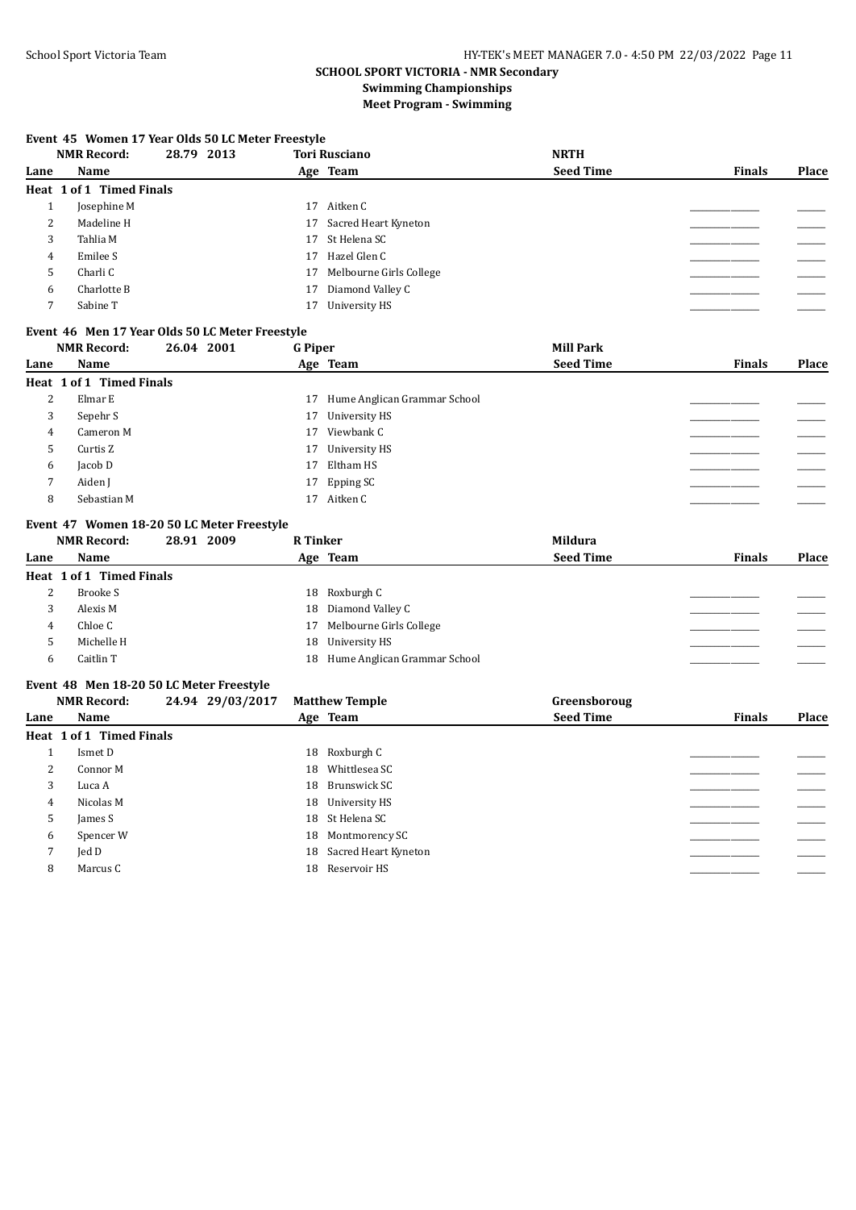## SCHOOL SPORT VICTORIA - NMR Secondary
## Swimming Championships
## Meet Program - Swimming

### Event 45 Women 17 Year Olds 50 LC Meter Freestyle

**NMR Record:** 28.79 2013 Tori Rusciano NRTH

| Lane | Name | Age | Team | Seed Time | Finals | Place |
|---|---|---|---|---|---|---|
| **Heat 1 of 1 Timed Finals** | | | | | | |
| 1 | Josephine M | 17 | Aitken C | | | |
| 2 | Madeline H | 17 | Sacred Heart Kyneton | | | |
| 3 | Tahlia M | 17 | St Helena SC | | | |
| 4 | Emilee S | 17 | Hazel Glen C | | | |
| 5 | Charli C | 17 | Melbourne Girls College | | | |
| 6 | Charlotte B | 17 | Diamond Valley C | | | |
| 7 | Sabine T | 17 | University HS | | | |

### Event 46 Men 17 Year Olds 50 LC Meter Freestyle

**NMR Record:** 26.04 2001 G Piper Mill Park

| Lane | Name | Age | Team | Seed Time | Finals | Place |
|---|---|---|---|---|---|---|
| **Heat 1 of 1 Timed Finals** | | | | | | |
| 2 | Elmar E | 17 | Hume Anglican Grammar School | | | |
| 3 | Sepehr S | 17 | University HS | | | |
| 4 | Cameron M | 17 | Viewbank C | | | |
| 5 | Curtis Z | 17 | University HS | | | |
| 6 | Jacob D | 17 | Eltham HS | | | |
| 7 | Aiden J | 17 | Epping SC | | | |
| 8 | Sebastian M | 17 | Aitken C | | | |

### Event 47 Women 18-20 50 LC Meter Freestyle

**NMR Record:** 28.91 2009 R Tinker Mildura

| Lane | Name | Age | Team | Seed Time | Finals | Place |
|---|---|---|---|---|---|---|
| **Heat 1 of 1 Timed Finals** | | | | | | |
| 2 | Brooke S | 18 | Roxburgh C | | | |
| 3 | Alexis M | 18 | Diamond Valley C | | | |
| 4 | Chloe C | 17 | Melbourne Girls College | | | |
| 5 | Michelle H | 18 | University HS | | | |
| 6 | Caitlin T | 18 | Hume Anglican Grammar School | | | |

### Event 48 Men 18-20 50 LC Meter Freestyle

**NMR Record:** 24.94 29/03/2017 Matthew Temple Greensboroug

| Lane | Name | Age | Team | Seed Time | Finals | Place |
|---|---|---|---|---|---|---|
| **Heat 1 of 1 Timed Finals** | | | | | | |
| 1 | Ismet D | 18 | Roxburgh C | | | |
| 2 | Connor M | 18 | Whittlesea SC | | | |
| 3 | Luca A | 18 | Brunswick SC | | | |
| 4 | Nicolas M | 18 | University HS | | | |
| 5 | James S | 18 | St Helena SC | | | |
| 6 | Spencer W | 18 | Montmorency SC | | | |
| 7 | Jed D | 18 | Sacred Heart Kyneton | | | |
| 8 | Marcus C | 18 | Reservoir HS | | | |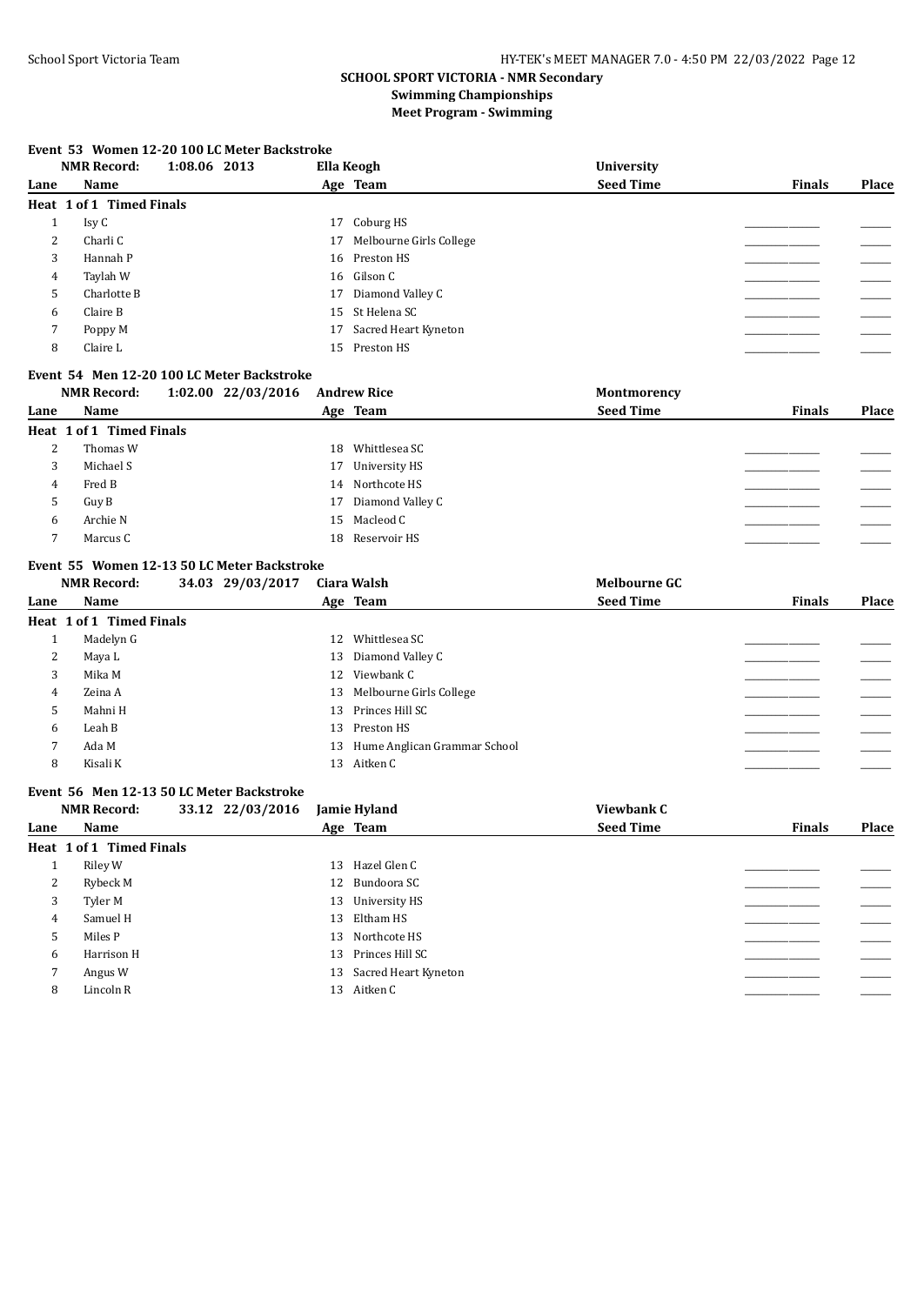**SCHOOL SPORT VICTORIA - NMR Secondary**
**Swimming Championships**
**Meet Program - Swimming**

### Event 53 Women 12-20 100 LC Meter Backstroke

**NMR Record:** 1:08.06 2013 — Ella Keogh — University

| Lane | Name | Age | Team | Seed Time | Finals | Place |
|---|---|---|---|---|---|---|
| **Heat 1 of 1 Timed Finals** | | | | | | |
| 1 | Isy C | 17 | Coburg HS | | | |
| 2 | Charli C | 17 | Melbourne Girls College | | | |
| 3 | Hannah P | 16 | Preston HS | | | |
| 4 | Taylah W | 16 | Gilson C | | | |
| 5 | Charlotte B | 17 | Diamond Valley C | | | |
| 6 | Claire B | 15 | St Helena SC | | | |
| 7 | Poppy M | 17 | Sacred Heart Kyneton | | | |
| 8 | Claire L | 15 | Preston HS | | | |

### Event 54 Men 12-20 100 LC Meter Backstroke

**NMR Record:** 1:02.00 22/03/2016 — Andrew Rice — Montmorency

| Lane | Name | Age | Team | Seed Time | Finals | Place |
|---|---|---|---|---|---|---|
| **Heat 1 of 1 Timed Finals** | | | | | | |
| 2 | Thomas W | 18 | Whittlesea SC | | | |
| 3 | Michael S | 17 | University HS | | | |
| 4 | Fred B | 14 | Northcote HS | | | |
| 5 | Guy B | 17 | Diamond Valley C | | | |
| 6 | Archie N | 15 | Macleod C | | | |
| 7 | Marcus C | 18 | Reservoir HS | | | |

### Event 55 Women 12-13 50 LC Meter Backstroke

**NMR Record:** 34.03 29/03/2017 — Ciara Walsh — Melbourne GC

| Lane | Name | Age | Team | Seed Time | Finals | Place |
|---|---|---|---|---|---|---|
| **Heat 1 of 1 Timed Finals** | | | | | | |
| 1 | Madelyn G | 12 | Whittlesea SC | | | |
| 2 | Maya L | 13 | Diamond Valley C | | | |
| 3 | Mika M | 12 | Viewbank C | | | |
| 4 | Zeina A | 13 | Melbourne Girls College | | | |
| 5 | Mahni H | 13 | Princes Hill SC | | | |
| 6 | Leah B | 13 | Preston HS | | | |
| 7 | Ada M | 13 | Hume Anglican Grammar School | | | |
| 8 | Kisali K | 13 | Aitken C | | | |

### Event 56 Men 12-13 50 LC Meter Backstroke

**NMR Record:** 33.12 22/03/2016 — Jamie Hyland — Viewbank C

| Lane | Name | Age | Team | Seed Time | Finals | Place |
|---|---|---|---|---|---|---|
| **Heat 1 of 1 Timed Finals** | | | | | | |
| 1 | Riley W | 13 | Hazel Glen C | | | |
| 2 | Rybeck M | 12 | Bundoora SC | | | |
| 3 | Tyler M | 13 | University HS | | | |
| 4 | Samuel H | 13 | Eltham HS | | | |
| 5 | Miles P | 13 | Northcote HS | | | |
| 6 | Harrison H | 13 | Princes Hill SC | | | |
| 7 | Angus W | 13 | Sacred Heart Kyneton | | | |
| 8 | Lincoln R | 13 | Aitken C | | | |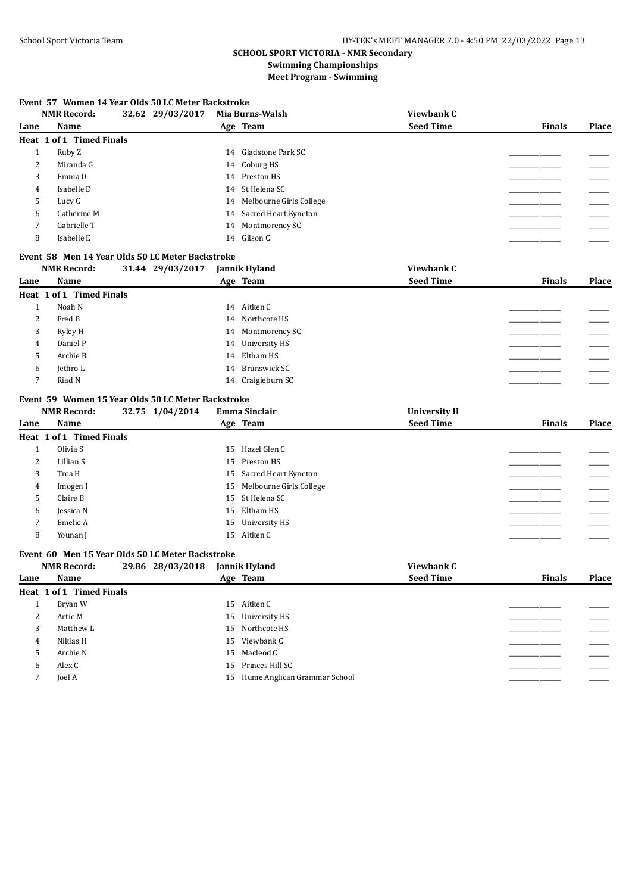**SCHOOL SPORT VICTORIA - NMR Secondary**
**Swimming Championships**
**Meet Program - Swimming**

### Event 57 Women 14 Year Olds 50 LC Meter Backstroke

NMR Record: 32.62 29/03/2017 Mia Burns-Walsh Viewbank C

| Lane | Name | Age | Team | Seed Time | Finals | Place |
|---|---|---|---|---|---|---|
| **Heat 1 of 1 Timed Finals** | | | | | | |
| 1 | Ruby Z | 14 | Gladstone Park SC | | | |
| 2 | Miranda G | 14 | Coburg HS | | | |
| 3 | Emma D | 14 | Preston HS | | | |
| 4 | Isabelle D | 14 | St Helena SC | | | |
| 5 | Lucy C | 14 | Melbourne Girls College | | | |
| 6 | Catherine M | 14 | Sacred Heart Kyneton | | | |
| 7 | Gabrielle T | 14 | Montmorency SC | | | |
| 8 | Isabelle E | 14 | Gilson C | | | |

### Event 58 Men 14 Year Olds 50 LC Meter Backstroke

NMR Record: 31.44 29/03/2017 Jannik Hyland Viewbank C

| Lane | Name | Age | Team | Seed Time | Finals | Place |
|---|---|---|---|---|---|---|
| **Heat 1 of 1 Timed Finals** | | | | | | |
| 1 | Noah N | 14 | Aitken C | | | |
| 2 | Fred B | 14 | Northcote HS | | | |
| 3 | Ryley H | 14 | Montmorency SC | | | |
| 4 | Daniel P | 14 | University HS | | | |
| 5 | Archie B | 14 | Eltham HS | | | |
| 6 | Jethro L | 14 | Brunswick SC | | | |
| 7 | Riad N | 14 | Craigieburn SC | | | |

### Event 59 Women 15 Year Olds 50 LC Meter Backstroke

NMR Record: 32.75 1/04/2014 Emma Sinclair University H

| Lane | Name | Age | Team | Seed Time | Finals | Place |
|---|---|---|---|---|---|---|
| **Heat 1 of 1 Timed Finals** | | | | | | |
| 1 | Olivia S | 15 | Hazel Glen C | | | |
| 2 | Lillian S | 15 | Preston HS | | | |
| 3 | Trea H | 15 | Sacred Heart Kyneton | | | |
| 4 | Imogen I | 15 | Melbourne Girls College | | | |
| 5 | Claire B | 15 | St Helena SC | | | |
| 6 | Jessica N | 15 | Eltham HS | | | |
| 7 | Emelie A | 15 | University HS | | | |
| 8 | Younan J | 15 | Aitken C | | | |

### Event 60 Men 15 Year Olds 50 LC Meter Backstroke

NMR Record: 29.86 28/03/2018 Jannik Hyland Viewbank C

| Lane | Name | Age | Team | Seed Time | Finals | Place |
|---|---|---|---|---|---|---|
| **Heat 1 of 1 Timed Finals** | | | | | | |
| 1 | Bryan W | 15 | Aitken C | | | |
| 2 | Artie M | 15 | University HS | | | |
| 3 | Matthew L | 15 | Northcote HS | | | |
| 4 | Niklas H | 15 | Viewbank C | | | |
| 5 | Archie N | 15 | Macleod C | | | |
| 6 | Alex C | 15 | Princes Hill SC | | | |
| 7 | Joel A | 15 | Hume Anglican Grammar School | | | |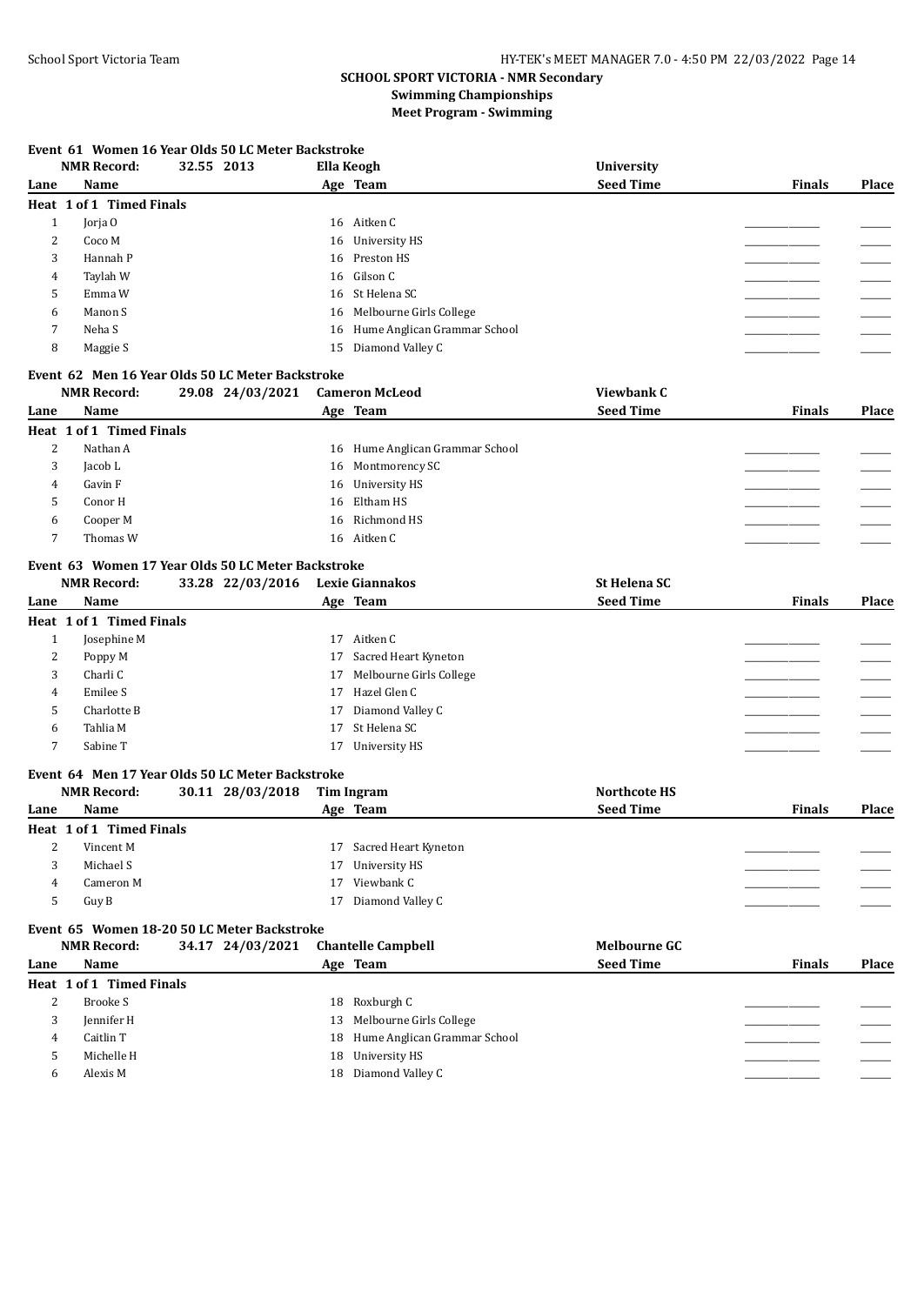## SCHOOL SPORT VICTORIA - NMR Secondary
## Swimming Championships
## Meet Program - Swimming

### Event 61 Women 16 Year Olds 50 LC Meter Backstroke

**NMR Record:** 32.55 2013 Ella Keogh University

| Lane | Name | Age | Team | Seed Time | Finals | Place |
|---|---|---|---|---|---|---|
| **Heat 1 of 1 Timed Finals** | | | | | | |
| 1 | Jorja O | 16 | Aitken C | | | |
| 2 | Coco M | 16 | University HS | | | |
| 3 | Hannah P | 16 | Preston HS | | | |
| 4 | Taylah W | 16 | Gilson C | | | |
| 5 | Emma W | 16 | St Helena SC | | | |
| 6 | Manon S | 16 | Melbourne Girls College | | | |
| 7 | Neha S | 16 | Hume Anglican Grammar School | | | |
| 8 | Maggie S | 15 | Diamond Valley C | | | |

### Event 62 Men 16 Year Olds 50 LC Meter Backstroke

**NMR Record:** 29.08 24/03/2021 Cameron McLeod Viewbank C

| Lane | Name | Age | Team | Seed Time | Finals | Place |
|---|---|---|---|---|---|---|
| **Heat 1 of 1 Timed Finals** | | | | | | |
| 2 | Nathan A | 16 | Hume Anglican Grammar School | | | |
| 3 | Jacob L | 16 | Montmorency SC | | | |
| 4 | Gavin F | 16 | University HS | | | |
| 5 | Conor H | 16 | Eltham HS | | | |
| 6 | Cooper M | 16 | Richmond HS | | | |
| 7 | Thomas W | 16 | Aitken C | | | |

### Event 63 Women 17 Year Olds 50 LC Meter Backstroke

**NMR Record:** 33.28 22/03/2016 Lexie Giannakos St Helena SC

| Lane | Name | Age | Team | Seed Time | Finals | Place |
|---|---|---|---|---|---|---|
| **Heat 1 of 1 Timed Finals** | | | | | | |
| 1 | Josephine M | 17 | Aitken C | | | |
| 2 | Poppy M | 17 | Sacred Heart Kyneton | | | |
| 3 | Charli C | 17 | Melbourne Girls College | | | |
| 4 | Emilee S | 17 | Hazel Glen C | | | |
| 5 | Charlotte B | 17 | Diamond Valley C | | | |
| 6 | Tahlia M | 17 | St Helena SC | | | |
| 7 | Sabine T | 17 | University HS | | | |

### Event 64 Men 17 Year Olds 50 LC Meter Backstroke

**NMR Record:** 30.11 28/03/2018 Tim Ingram Northcote HS

| Lane | Name | Age | Team | Seed Time | Finals | Place |
|---|---|---|---|---|---|---|
| **Heat 1 of 1 Timed Finals** | | | | | | |
| 2 | Vincent M | 17 | Sacred Heart Kyneton | | | |
| 3 | Michael S | 17 | University HS | | | |
| 4 | Cameron M | 17 | Viewbank C | | | |
| 5 | Guy B | 17 | Diamond Valley C | | | |

### Event 65 Women 18-20 50 LC Meter Backstroke

**NMR Record:** 34.17 24/03/2021 Chantelle Campbell Melbourne GC

| Lane | Name | Age | Team | Seed Time | Finals | Place |
|---|---|---|---|---|---|---|
| **Heat 1 of 1 Timed Finals** | | | | | | |
| 2 | Brooke S | 18 | Roxburgh C | | | |
| 3 | Jennifer H | 13 | Melbourne Girls College | | | |
| 4 | Caitlin T | 18 | Hume Anglican Grammar School | | | |
| 5 | Michelle H | 18 | University HS | | | |
| 6 | Alexis M | 18 | Diamond Valley C | | | |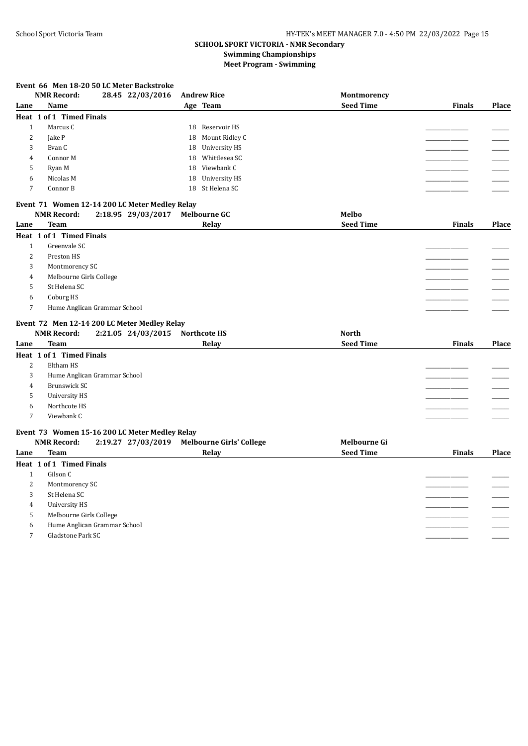**SCHOOL SPORT VICTORIA - NMR Secondary**
**Swimming Championships**
**Meet Program - Swimming**

## Event 66 Men 18-20 50 LC Meter Backstroke

**NMR Record:** 28.45 22/03/2016 **Andrew Rice** **Montmorency**

| Lane | Name | Age | Team | Seed Time | Finals | Place |
|---|---|---|---|---|---|---|
| **Heat 1 of 1 Timed Finals** | | | | | | |
| 1 | Marcus C | 18 | Reservoir HS | | ___________ | _____ |
| 2 | Jake P | 18 | Mount Ridley C | | ___________ | _____ |
| 3 | Evan C | 18 | University HS | | ___________ | _____ |
| 4 | Connor M | 18 | Whittlesea SC | | ___________ | _____ |
| 5 | Ryan M | 18 | Viewbank C | | ___________ | _____ |
| 6 | Nicolas M | 18 | University HS | | ___________ | _____ |
| 7 | Connor B | 18 | St Helena SC | | ___________ | _____ |

## Event 71 Women 12-14 200 LC Meter Medley Relay

**NMR Record:** 2:18.95 29/03/2017 **Melbourne GC** **Melbo**

| Lane | Team | Relay | Seed Time | Finals | Place |
|---|---|---|---|---|---|
| **Heat 1 of 1 Timed Finals** | | | | | |
| 1 | Greenvale SC | | | ___________ | _____ |
| 2 | Preston HS | | | ___________ | _____ |
| 3 | Montmorency SC | | | ___________ | _____ |
| 4 | Melbourne Girls College | | | ___________ | _____ |
| 5 | St Helena SC | | | ___________ | _____ |
| 6 | Coburg HS | | | ___________ | _____ |
| 7 | Hume Anglican Grammar School | | | ___________ | _____ |

## Event 72 Men 12-14 200 LC Meter Medley Relay

**NMR Record:** 2:21.05 24/03/2015 **Northcote HS** **North**

| Lane | Team | Relay | Seed Time | Finals | Place |
|---|---|---|---|---|---|
| **Heat 1 of 1 Timed Finals** | | | | | |
| 2 | Eltham HS | | | ___________ | _____ |
| 3 | Hume Anglican Grammar School | | | ___________ | _____ |
| 4 | Brunswick SC | | | ___________ | _____ |
| 5 | University HS | | | ___________ | _____ |
| 6 | Northcote HS | | | ___________ | _____ |
| 7 | Viewbank C | | | ___________ | _____ |

## Event 73 Women 15-16 200 LC Meter Medley Relay

**NMR Record:** 2:19.27 27/03/2019 **Melbourne Girls' College** **Melbourne Gi**

| Lane | Team | Relay | Seed Time | Finals | Place |
|---|---|---|---|---|---|
| **Heat 1 of 1 Timed Finals** | | | | | |
| 1 | Gilson C | | | ___________ | _____ |
| 2 | Montmorency SC | | | ___________ | _____ |
| 3 | St Helena SC | | | ___________ | _____ |
| 4 | University HS | | | ___________ | _____ |
| 5 | Melbourne Girls College | | | ___________ | _____ |
| 6 | Hume Anglican Grammar School | | | ___________ | _____ |
| 7 | Gladstone Park SC | | | ___________ | _____ |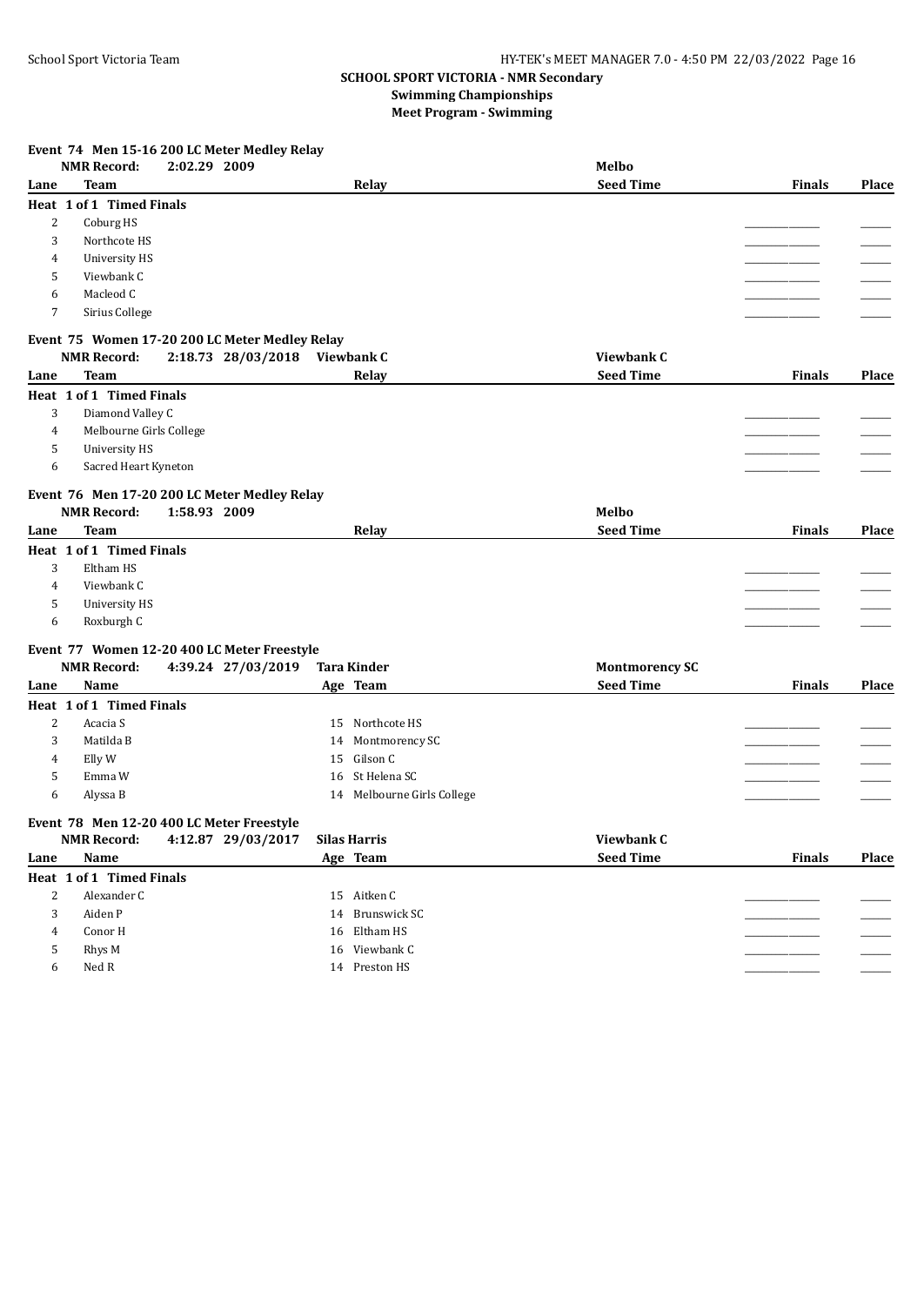## SCHOOL SPORT VICTORIA - NMR Secondary
## Swimming Championships
## Meet Program - Swimming

### Event 74 Men 15-16 200 LC Meter Medley Relay

**NMR Record:** 2:02.29 2009 Melbo

| Lane | Team | Relay | Seed Time | Finals | Place |
|---|---|---|---|---|---|
| **Heat 1 of 1 Timed Finals** | | | | | |
| 2 | Coburg HS | | | | |
| 3 | Northcote HS | | | | |
| 4 | University HS | | | | |
| 5 | Viewbank C | | | | |
| 6 | Macleod C | | | | |
| 7 | Sirius College | | | | |

### Event 75 Women 17-20 200 LC Meter Medley Relay

**NMR Record:** 2:18.73 28/03/2018 Viewbank C Viewbank C

| Lane | Team | Relay | Seed Time | Finals | Place |
|---|---|---|---|---|---|
| **Heat 1 of 1 Timed Finals** | | | | | |
| 3 | Diamond Valley C | | | | |
| 4 | Melbourne Girls College | | | | |
| 5 | University HS | | | | |
| 6 | Sacred Heart Kyneton | | | | |

### Event 76 Men 17-20 200 LC Meter Medley Relay

**NMR Record:** 1:58.93 2009 Melbo

| Lane | Team | Relay | Seed Time | Finals | Place |
|---|---|---|---|---|---|
| **Heat 1 of 1 Timed Finals** | | | | | |
| 3 | Eltham HS | | | | |
| 4 | Viewbank C | | | | |
| 5 | University HS | | | | |
| 6 | Roxburgh C | | | | |

### Event 77 Women 12-20 400 LC Meter Freestyle

**NMR Record:** 4:39.24 27/03/2019 Tara Kinder Montmorency SC

| Lane | Name | Age | Team | Seed Time | Finals | Place |
|---|---|---|---|---|---|---|
| **Heat 1 of 1 Timed Finals** | | | | | | |
| 2 | Acacia S | 15 | Northcote HS | | | |
| 3 | Matilda B | 14 | Montmorency SC | | | |
| 4 | Elly W | 15 | Gilson C | | | |
| 5 | Emma W | 16 | St Helena SC | | | |
| 6 | Alyssa B | 14 | Melbourne Girls College | | | |

### Event 78 Men 12-20 400 LC Meter Freestyle

**NMR Record:** 4:12.87 29/03/2017 Silas Harris Viewbank C

| Lane | Name | Age | Team | Seed Time | Finals | Place |
|---|---|---|---|---|---|---|
| **Heat 1 of 1 Timed Finals** | | | | | | |
| 2 | Alexander C | 15 | Aitken C | | | |
| 3 | Aiden P | 14 | Brunswick SC | | | |
| 4 | Conor H | 16 | Eltham HS | | | |
| 5 | Rhys M | 16 | Viewbank C | | | |
| 6 | Ned R | 14 | Preston HS | | | |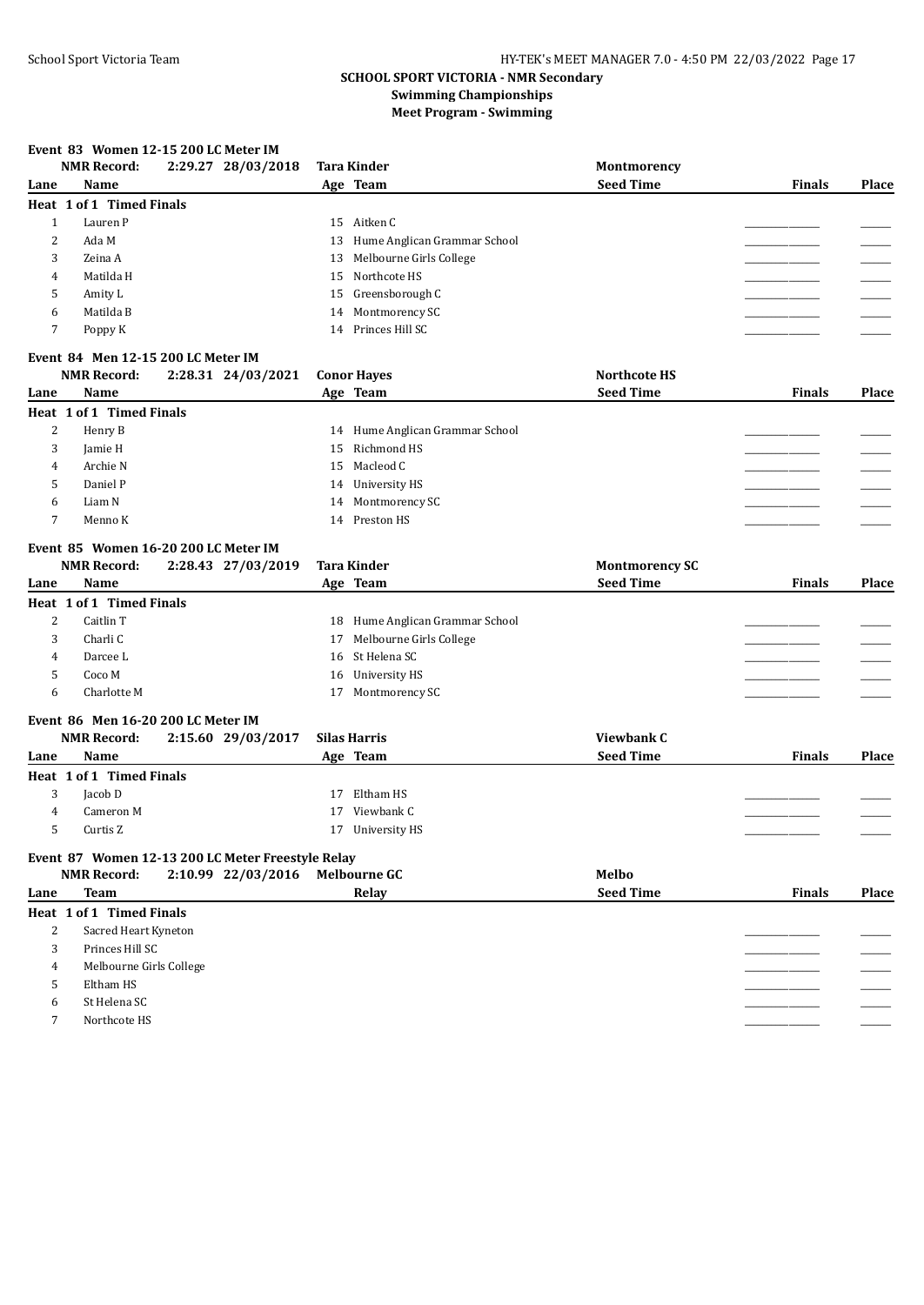**SCHOOL SPORT VICTORIA - NMR Secondary**
**Swimming Championships**
**Meet Program - Swimming**

### Event 83 Women 12-15 200 LC Meter IM

**NMR Record:** 2:29.27 28/03/2018 **Tara Kinder** Montmorency

| Lane | Name | Age | Team | Seed Time | Finals | Place |
|---|---|---|---|---|---|---|
| **Heat 1 of 1 Timed Finals** | | | | | | |
| 1 | Lauren P | 15 | Aitken C | | | |
| 2 | Ada M | 13 | Hume Anglican Grammar School | | | |
| 3 | Zeina A | 13 | Melbourne Girls College | | | |
| 4 | Matilda H | 15 | Northcote HS | | | |
| 5 | Amity L | 15 | Greensborough C | | | |
| 6 | Matilda B | 14 | Montmorency SC | | | |
| 7 | Poppy K | 14 | Princes Hill SC | | | |

### Event 84 Men 12-15 200 LC Meter IM

**NMR Record:** 2:28.31 24/03/2021 **Conor Hayes** **Northcote HS**

| Lane | Name | Age | Team | Seed Time | Finals | Place |
|---|---|---|---|---|---|---|
| **Heat 1 of 1 Timed Finals** | | | | | | |
| 2 | Henry B | 14 | Hume Anglican Grammar School | | | |
| 3 | Jamie H | 15 | Richmond HS | | | |
| 4 | Archie N | 15 | Macleod C | | | |
| 5 | Daniel P | 14 | University HS | | | |
| 6 | Liam N | 14 | Montmorency SC | | | |
| 7 | Menno K | 14 | Preston HS | | | |

### Event 85 Women 16-20 200 LC Meter IM

**NMR Record:** 2:28.43 27/03/2019 **Tara Kinder** **Montmorency SC**

| Lane | Name | Age | Team | Seed Time | Finals | Place |
|---|---|---|---|---|---|---|
| **Heat 1 of 1 Timed Finals** | | | | | | |
| 2 | Caitlin T | 18 | Hume Anglican Grammar School | | | |
| 3 | Charli C | 17 | Melbourne Girls College | | | |
| 4 | Darcee L | 16 | St Helena SC | | | |
| 5 | Coco M | 16 | University HS | | | |
| 6 | Charlotte M | 17 | Montmorency SC | | | |

### Event 86 Men 16-20 200 LC Meter IM

**NMR Record:** 2:15.60 29/03/2017 **Silas Harris** **Viewbank C**

| Lane | Name | Age | Team | Seed Time | Finals | Place |
|---|---|---|---|---|---|---|
| **Heat 1 of 1 Timed Finals** | | | | | | |
| 3 | Jacob D | 17 | Eltham HS | | | |
| 4 | Cameron M | 17 | Viewbank C | | | |
| 5 | Curtis Z | 17 | University HS | | | |

### Event 87 Women 12-13 200 LC Meter Freestyle Relay

**NMR Record:** 2:10.99 22/03/2016 **Melbourne GC** **Melbo**

| Lane | Team | Relay | Seed Time | Finals | Place |
|---|---|---|---|---|---|
| **Heat 1 of 1 Timed Finals** | | | | | |
| 2 | Sacred Heart Kyneton | | | | |
| 3 | Princes Hill SC | | | | |
| 4 | Melbourne Girls College | | | | |
| 5 | Eltham HS | | | | |
| 6 | St Helena SC | | | | |
| 7 | Northcote HS | | | | |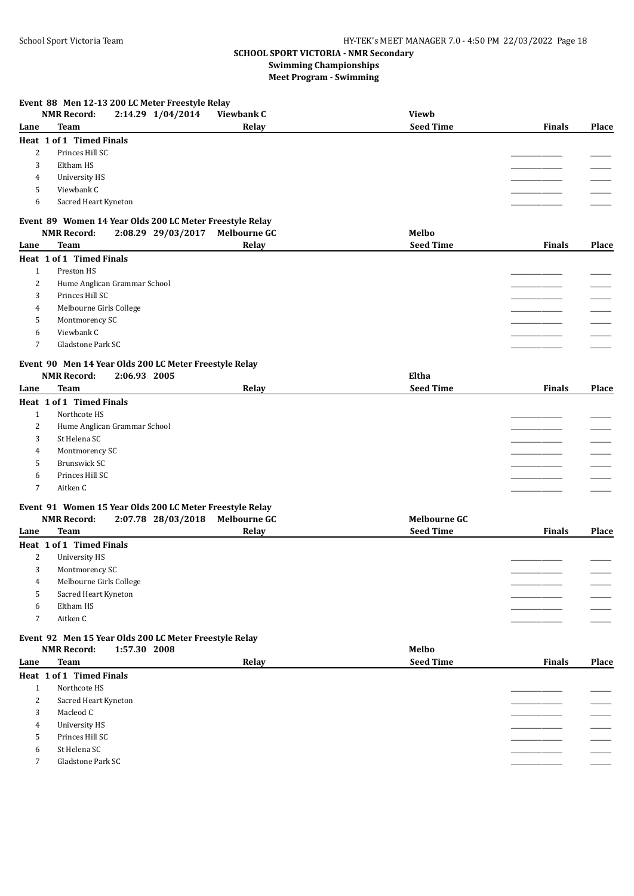**SCHOOL SPORT VICTORIA - NMR Secondary**
**Swimming Championships**
**Meet Program - Swimming**

### Event 88 Men 12-13 200 LC Meter Freestyle Relay

**NMR Record:** 2:14.29 1/04/2014 Viewbank C — Viewb

| Lane | Team | Relay | Seed Time | Finals | Place |
|---|---|---|---|---|---|
| **Heat 1 of 1 Timed Finals** | | | | | |
| 2 | Princes Hill SC | | | \_\_\_\_\_\_\_\_\_\_ | \_\_\_\_\_ |
| 3 | Eltham HS | | | \_\_\_\_\_\_\_\_\_\_ | \_\_\_\_\_ |
| 4 | University HS | | | \_\_\_\_\_\_\_\_\_\_ | \_\_\_\_\_ |
| 5 | Viewbank C | | | \_\_\_\_\_\_\_\_\_\_ | \_\_\_\_\_ |
| 6 | Sacred Heart Kyneton | | | \_\_\_\_\_\_\_\_\_\_ | \_\_\_\_\_ |

### Event 89 Women 14 Year Olds 200 LC Meter Freestyle Relay

**NMR Record:** 2:08.29 29/03/2017 Melbourne GC — Melbo

| Lane | Team | Relay | Seed Time | Finals | Place |
|---|---|---|---|---|---|
| **Heat 1 of 1 Timed Finals** | | | | | |
| 1 | Preston HS | | | \_\_\_\_\_\_\_\_\_\_ | \_\_\_\_\_ |
| 2 | Hume Anglican Grammar School | | | \_\_\_\_\_\_\_\_\_\_ | \_\_\_\_\_ |
| 3 | Princes Hill SC | | | \_\_\_\_\_\_\_\_\_\_ | \_\_\_\_\_ |
| 4 | Melbourne Girls College | | | \_\_\_\_\_\_\_\_\_\_ | \_\_\_\_\_ |
| 5 | Montmorency SC | | | \_\_\_\_\_\_\_\_\_\_ | \_\_\_\_\_ |
| 6 | Viewbank C | | | \_\_\_\_\_\_\_\_\_\_ | \_\_\_\_\_ |
| 7 | Gladstone Park SC | | | \_\_\_\_\_\_\_\_\_\_ | \_\_\_\_\_ |

### Event 90 Men 14 Year Olds 200 LC Meter Freestyle Relay

**NMR Record:** 2:06.93 2005 — Eltha

| Lane | Team | Relay | Seed Time | Finals | Place |
|---|---|---|---|---|---|
| **Heat 1 of 1 Timed Finals** | | | | | |
| 1 | Northcote HS | | | \_\_\_\_\_\_\_\_\_\_ | \_\_\_\_\_ |
| 2 | Hume Anglican Grammar School | | | \_\_\_\_\_\_\_\_\_\_ | \_\_\_\_\_ |
| 3 | St Helena SC | | | \_\_\_\_\_\_\_\_\_\_ | \_\_\_\_\_ |
| 4 | Montmorency SC | | | \_\_\_\_\_\_\_\_\_\_ | \_\_\_\_\_ |
| 5 | Brunswick SC | | | \_\_\_\_\_\_\_\_\_\_ | \_\_\_\_\_ |
| 6 | Princes Hill SC | | | \_\_\_\_\_\_\_\_\_\_ | \_\_\_\_\_ |
| 7 | Aitken C | | | \_\_\_\_\_\_\_\_\_\_ | \_\_\_\_\_ |

### Event 91 Women 15 Year Olds 200 LC Meter Freestyle Relay

**NMR Record:** 2:07.78 28/03/2018 Melbourne GC — Melbourne GC

| Lane | Team | Relay | Seed Time | Finals | Place |
|---|---|---|---|---|---|
| **Heat 1 of 1 Timed Finals** | | | | | |
| 2 | University HS | | | \_\_\_\_\_\_\_\_\_\_ | \_\_\_\_\_ |
| 3 | Montmorency SC | | | \_\_\_\_\_\_\_\_\_\_ | \_\_\_\_\_ |
| 4 | Melbourne Girls College | | | \_\_\_\_\_\_\_\_\_\_ | \_\_\_\_\_ |
| 5 | Sacred Heart Kyneton | | | \_\_\_\_\_\_\_\_\_\_ | \_\_\_\_\_ |
| 6 | Eltham HS | | | \_\_\_\_\_\_\_\_\_\_ | \_\_\_\_\_ |
| 7 | Aitken C | | | \_\_\_\_\_\_\_\_\_\_ | \_\_\_\_\_ |

### Event 92 Men 15 Year Olds 200 LC Meter Freestyle Relay

**NMR Record:** 1:57.30 2008 — Melbo

| Lane | Team | Relay | Seed Time | Finals | Place |
|---|---|---|---|---|---|
| **Heat 1 of 1 Timed Finals** | | | | | |
| 1 | Northcote HS | | | \_\_\_\_\_\_\_\_\_\_ | \_\_\_\_\_ |
| 2 | Sacred Heart Kyneton | | | \_\_\_\_\_\_\_\_\_\_ | \_\_\_\_\_ |
| 3 | Macleod C | | | \_\_\_\_\_\_\_\_\_\_ | \_\_\_\_\_ |
| 4 | University HS | | | \_\_\_\_\_\_\_\_\_\_ | \_\_\_\_\_ |
| 5 | Princes Hill SC | | | \_\_\_\_\_\_\_\_\_\_ | \_\_\_\_\_ |
| 6 | St Helena SC | | | \_\_\_\_\_\_\_\_\_\_ | \_\_\_\_\_ |
| 7 | Gladstone Park SC | | | \_\_\_\_\_\_\_\_\_\_ | \_\_\_\_\_ |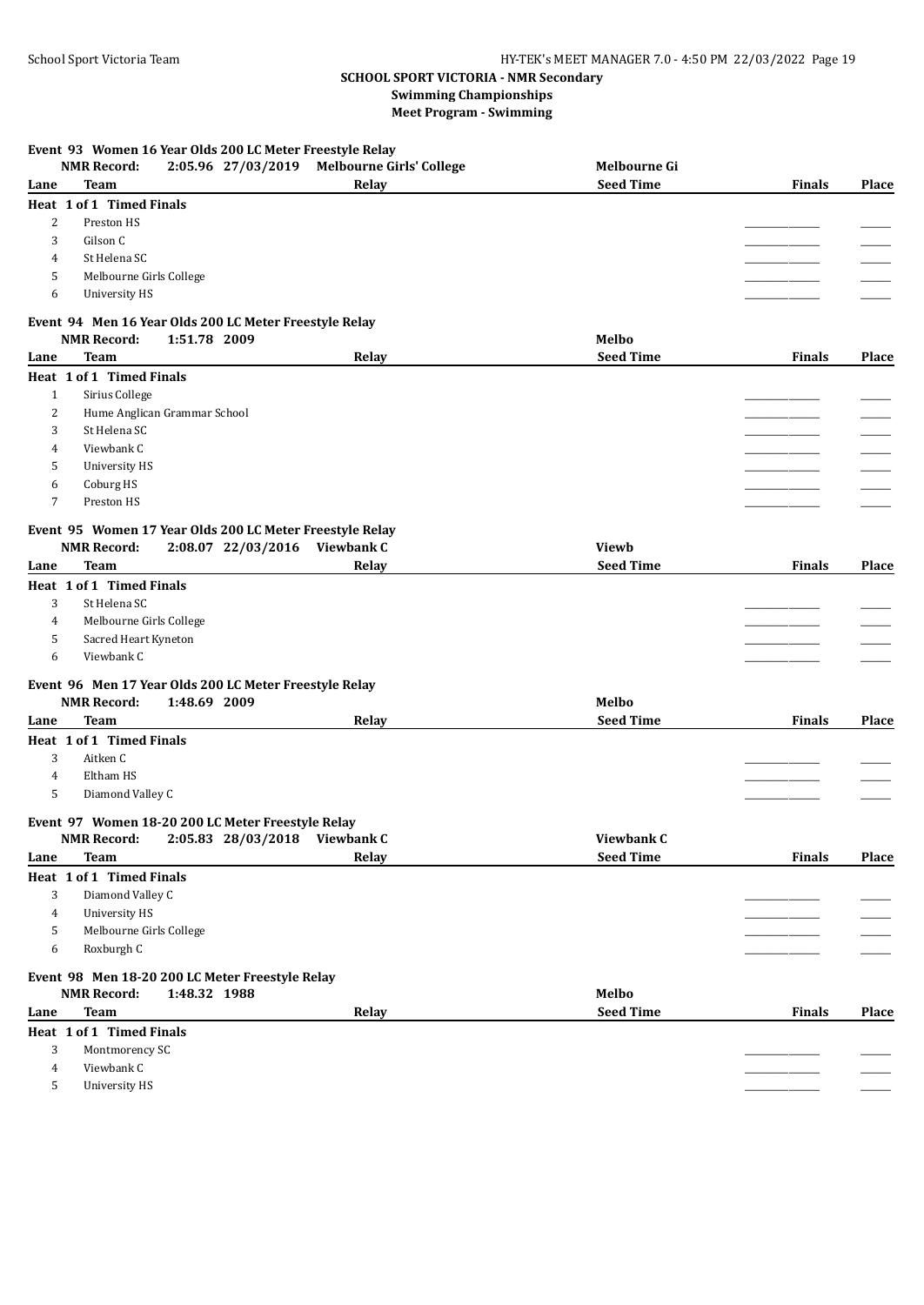**SCHOOL SPORT VICTORIA - NMR Secondary**
**Swimming Championships**
**Meet Program - Swimming**

### Event 93 Women 16 Year Olds 200 LC Meter Freestyle Relay

NMR Record: 2:05.96 27/03/2019 Melbourne Girls' College — Melbourne Gi

| Lane | Team | Relay | Seed Time | Finals | Place |
|---|---|---|---|---|---|
| **Heat 1 of 1 Timed Finals** | | | | | |
| 2 | Preston HS | | | ________ | ____ |
| 3 | Gilson C | | | ________ | ____ |
| 4 | St Helena SC | | | ________ | ____ |
| 5 | Melbourne Girls College | | | ________ | ____ |
| 6 | University HS | | | ________ | ____ |

### Event 94 Men 16 Year Olds 200 LC Meter Freestyle Relay

NMR Record: 1:51.78 2009 — Melbo

| Lane | Team | Relay | Seed Time | Finals | Place |
|---|---|---|---|---|---|
| **Heat 1 of 1 Timed Finals** | | | | | |
| 1 | Sirius College | | | ________ | ____ |
| 2 | Hume Anglican Grammar School | | | ________ | ____ |
| 3 | St Helena SC | | | ________ | ____ |
| 4 | Viewbank C | | | ________ | ____ |
| 5 | University HS | | | ________ | ____ |
| 6 | Coburg HS | | | ________ | ____ |
| 7 | Preston HS | | | ________ | ____ |

### Event 95 Women 17 Year Olds 200 LC Meter Freestyle Relay

NMR Record: 2:08.07 22/03/2016 Viewbank C — Viewb

| Lane | Team | Relay | Seed Time | Finals | Place |
|---|---|---|---|---|---|
| **Heat 1 of 1 Timed Finals** | | | | | |
| 3 | St Helena SC | | | ________ | ____ |
| 4 | Melbourne Girls College | | | ________ | ____ |
| 5 | Sacred Heart Kyneton | | | ________ | ____ |
| 6 | Viewbank C | | | ________ | ____ |

### Event 96 Men 17 Year Olds 200 LC Meter Freestyle Relay

NMR Record: 1:48.69 2009 — Melbo

| Lane | Team | Relay | Seed Time | Finals | Place |
|---|---|---|---|---|---|
| **Heat 1 of 1 Timed Finals** | | | | | |
| 3 | Aitken C | | | ________ | ____ |
| 4 | Eltham HS | | | ________ | ____ |
| 5 | Diamond Valley C | | | ________ | ____ |

### Event 97 Women 18-20 200 LC Meter Freestyle Relay

NMR Record: 2:05.83 28/03/2018 Viewbank C — Viewbank C

| Lane | Team | Relay | Seed Time | Finals | Place |
|---|---|---|---|---|---|
| **Heat 1 of 1 Timed Finals** | | | | | |
| 3 | Diamond Valley C | | | ________ | ____ |
| 4 | University HS | | | ________ | ____ |
| 5 | Melbourne Girls College | | | ________ | ____ |
| 6 | Roxburgh C | | | ________ | ____ |

### Event 98 Men 18-20 200 LC Meter Freestyle Relay

NMR Record: 1:48.32 1988 — Melbo

| Lane | Team | Relay | Seed Time | Finals | Place |
|---|---|---|---|---|---|
| **Heat 1 of 1 Timed Finals** | | | | | |
| 3 | Montmorency SC | | | ________ | ____ |
| 4 | Viewbank C | | | ________ | ____ |
| 5 | University HS | | | ________ | ____ |